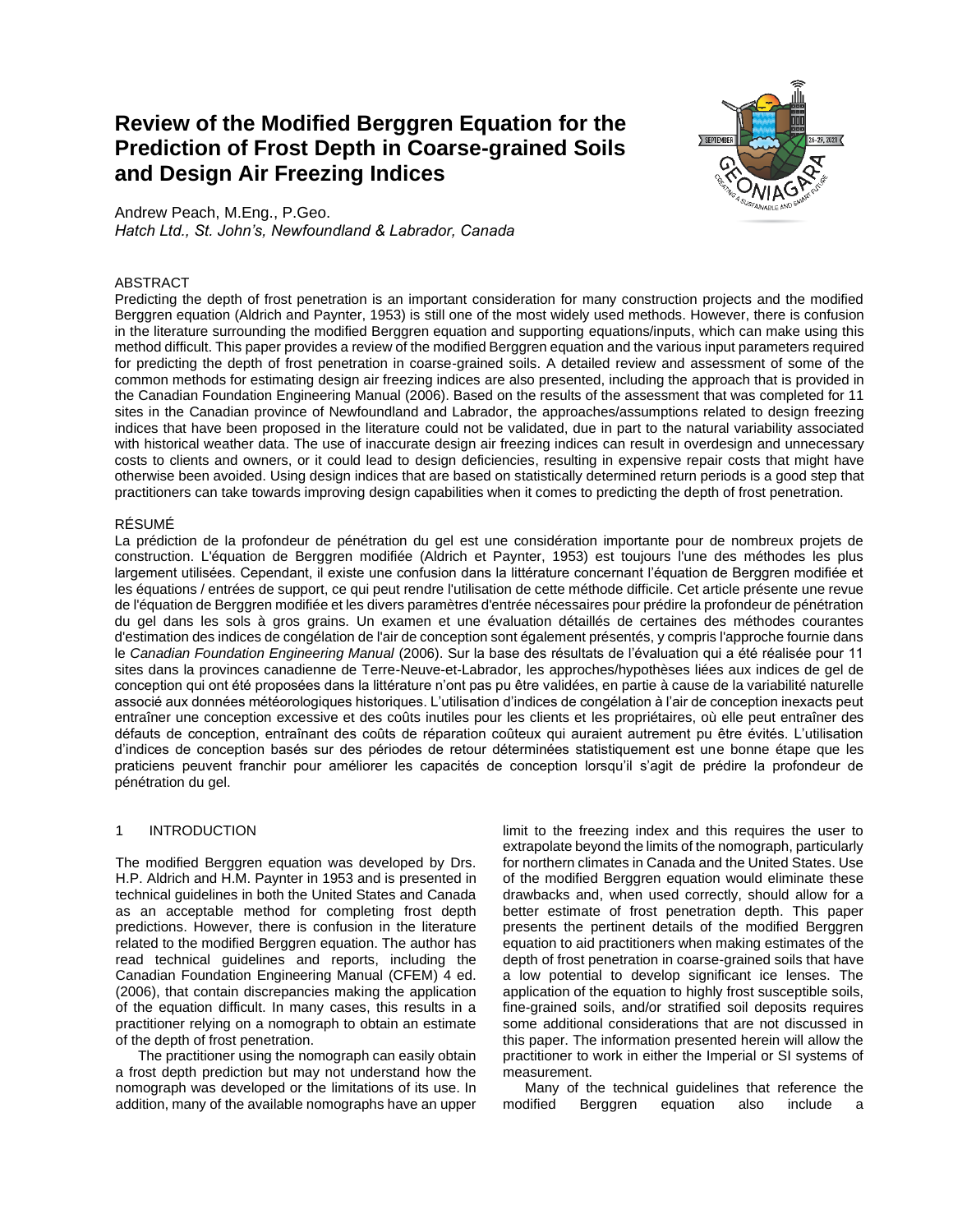# Review of the Modified Berggren Equation for the Prediction of Frost Depth in Coarse-grained Soils and Design Air Freezing Indices

Andrew Peach, M.Eng., P.Geo.
*Hatch Ltd., St. John's, Newfoundland & Labrador, Canada*

## ABSTRACT

Predicting the depth of frost penetration is an important consideration for many construction projects and the modified Berggren equation (Aldrich and Paynter, 1953) is still one of the most widely used methods. However, there is confusion in the literature surrounding the modified Berggren equation and supporting equations/inputs, which can make using this method difficult. This paper provides a review of the modified Berggren equation and the various input parameters required for predicting the depth of frost penetration in coarse-grained soils. A detailed review and assessment of some of the common methods for estimating design air freezing indices are also presented, including the approach that is provided in the Canadian Foundation Engineering Manual (2006). Based on the results of the assessment that was completed for 11 sites in the Canadian province of Newfoundland and Labrador, the approaches/assumptions related to design freezing indices that have been proposed in the literature could not be validated, due in part to the natural variability associated with historical weather data. The use of inaccurate design air freezing indices can result in overdesign and unnecessary costs to clients and owners, or it could lead to design deficiencies, resulting in expensive repair costs that might have otherwise been avoided. Using design indices that are based on statistically determined return periods is a good step that practitioners can take towards improving design capabilities when it comes to predicting the depth of frost penetration.

## RÉSUMÉ

La prédiction de la profondeur de pénétration du gel est une considération importante pour de nombreux projets de construction. L'équation de Berggren modifiée (Aldrich et Paynter, 1953) est toujours l'une des méthodes les plus largement utilisées. Cependant, il existe une confusion dans la littérature concernant l'équation de Berggren modifiée et les équations / entrées de support, ce qui peut rendre l'utilisation de cette méthode difficile. Cet article présente une revue de l'équation de Berggren modifiée et les divers paramètres d'entrée nécessaires pour prédire la profondeur de pénétration du gel dans les sols à gros grains. Un examen et une évaluation détaillés de certaines des méthodes courantes d'estimation des indices de congélation de l'air de conception sont également présentés, y compris l'approche fournie dans le *Canadian Foundation Engineering Manual* (2006). Sur la base des résultats de l'évaluation qui a été réalisée pour 11 sites dans la provinces canadienne de Terre-Neuve-et-Labrador, les approches/hypothèses liées aux indices de gel de conception qui ont été proposées dans la littérature n'ont pas pu être validées, en partie à cause de la variabilité naturelle associé aux données météorologiques historiques. L'utilisation d'indices de congélation à l'air de conception inexacts peut entraîner une conception excessive et des coûts inutiles pour les clients et les propriétaires, où elle peut entraîner des défauts de conception, entraînant des coûts de réparation coûteux qui auraient autrement pu être évités. L'utilisation d'indices de conception basés sur des périodes de retour déterminées statistiquement est une bonne étape que les praticiens peuvent franchir pour améliorer les capacités de conception lorsqu'il s'agit de prédire la profondeur de pénétration du gel.

## 1 INTRODUCTION

The modified Berggren equation was developed by Drs. H.P. Aldrich and H.M. Paynter in 1953 and is presented in technical guidelines in both the United States and Canada as an acceptable method for completing frost depth predictions. However, there is confusion in the literature related to the modified Berggren equation. The author has read technical guidelines and reports, including the Canadian Foundation Engineering Manual (CFEM) 4 ed. (2006), that contain discrepancies making the application of the equation difficult. In many cases, this results in a practitioner relying on a nomograph to obtain an estimate of the depth of frost penetration.

The practitioner using the nomograph can easily obtain a frost depth prediction but may not understand how the nomograph was developed or the limitations of its use. In addition, many of the available nomographs have an upper limit to the freezing index and this requires the user to extrapolate beyond the limits of the nomograph, particularly for northern climates in Canada and the United States. Use of the modified Berggren equation would eliminate these drawbacks and, when used correctly, should allow for a better estimate of frost penetration depth. This paper presents the pertinent details of the modified Berggren equation to aid practitioners when making estimates of the depth of frost penetration in coarse-grained soils that have a low potential to develop significant ice lenses. The application of the equation to highly frost susceptible soils, fine-grained soils, and/or stratified soil deposits requires some additional considerations that are not discussed in this paper. The information presented herein will allow the practitioner to work in either the Imperial or SI systems of measurement.

Many of the technical guidelines that reference the modified Berggren equation also include a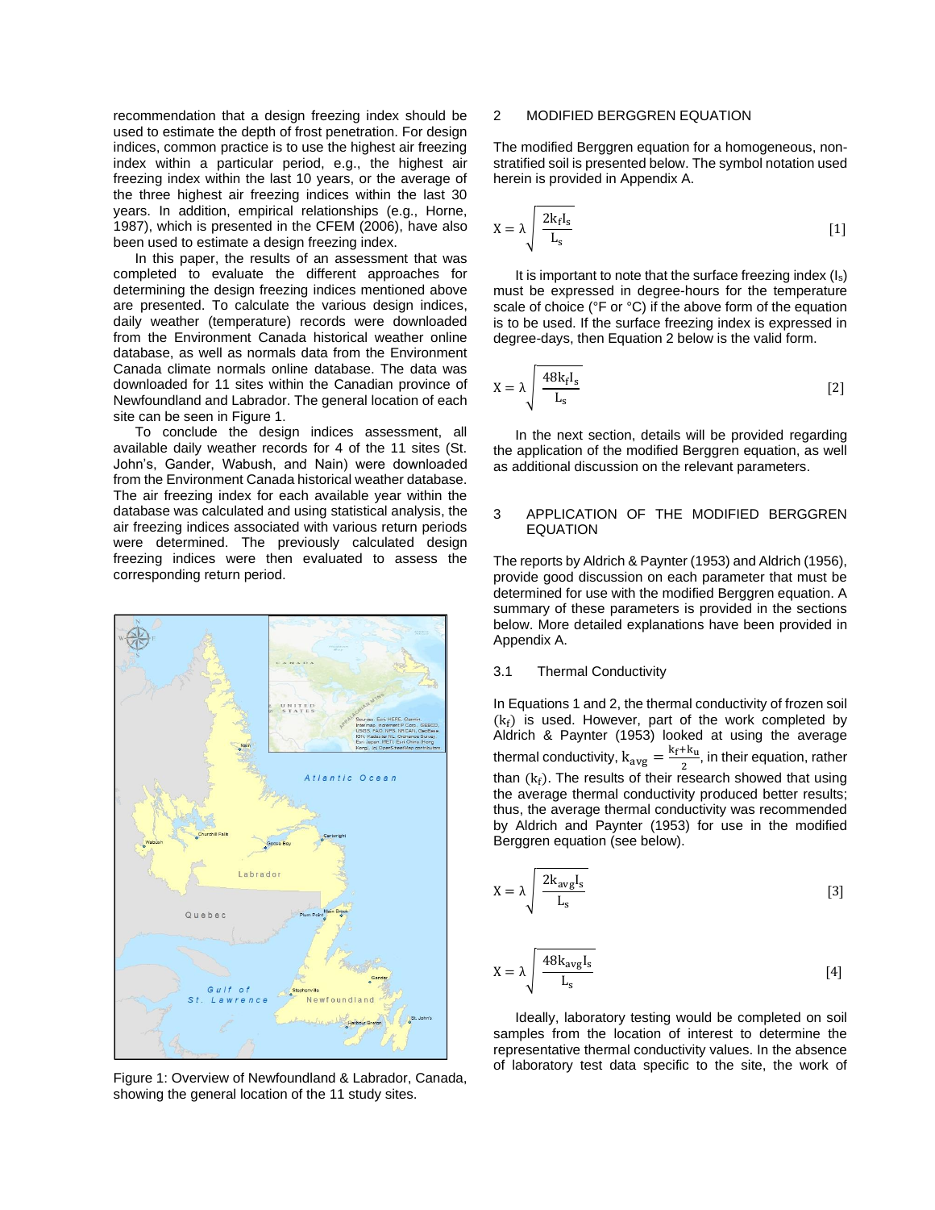recommendation that a design freezing index should be used to estimate the depth of frost penetration. For design indices, common practice is to use the highest air freezing index within a particular period, e.g., the highest air freezing index within the last 10 years, or the average of the three highest air freezing indices within the last 30 years. In addition, empirical relationships (e.g., Horne, 1987), which is presented in the CFEM (2006), have also been used to estimate a design freezing index.

In this paper, the results of an assessment that was completed to evaluate the different approaches for determining the design freezing indices mentioned above are presented. To calculate the various design indices, daily weather (temperature) records were downloaded from the Environment Canada historical weather online database, as well as normals data from the Environment Canada climate normals online database. The data was downloaded for 11 sites within the Canadian province of Newfoundland and Labrador. The general location of each site can be seen in Figure 1.

To conclude the design indices assessment, all available daily weather records for 4 of the 11 sites (St. John's, Gander, Wabush, and Nain) were downloaded from the Environment Canada historical weather database. The air freezing index for each available year within the database was calculated and using statistical analysis, the air freezing indices associated with various return periods were determined. The previously calculated design freezing indices were then evaluated to assess the corresponding return period.

Figure 1: Overview of Newfoundland & Labrador, Canada, showing the general location of the 11 study sites.

## 2 MODIFIED BERGGREN EQUATION

The modified Berggren equation for a homogeneous, non-stratified soil is presented below. The symbol notation used herein is provided in Appendix A.

$$X = \lambda \sqrt{\frac{2k_f I_s}{L_s}} \qquad [1]$$

It is important to note that the surface freezing index ($I_s$) must be expressed in degree-hours for the temperature scale of choice (°F or °C) if the above form of the equation is to be used. If the surface freezing index is expressed in degree-days, then Equation 2 below is the valid form.

$$X = \lambda \sqrt{\frac{48k_f I_s}{L_s}} \qquad [2]$$

In the next section, details will be provided regarding the application of the modified Berggren equation, as well as additional discussion on the relevant parameters.

## 3 APPLICATION OF THE MODIFIED BERGGREN EQUATION

The reports by Aldrich & Paynter (1953) and Aldrich (1956), provide good discussion on each parameter that must be determined for use with the modified Berggren equation. A summary of these parameters is provided in the sections below. More detailed explanations have been provided in Appendix A.

### 3.1 Thermal Conductivity

In Equations 1 and 2, the thermal conductivity of frozen soil ($k_f$) is used. However, part of the work completed by Aldrich & Paynter (1953) looked at using the average thermal conductivity, $k_{avg} = \frac{k_f + k_u}{2}$, in their equation, rather than ($k_f$). The results of their research showed that using the average thermal conductivity produced better results; thus, the average thermal conductivity was recommended by Aldrich and Paynter (1953) for use in the modified Berggren equation (see below).

$$X = \lambda \sqrt{\frac{2k_{avg} I_s}{L_s}} \qquad [3]$$

$$X = \lambda \sqrt{\frac{48k_{avg} I_s}{L_s}} \qquad [4]$$

Ideally, laboratory testing would be completed on soil samples from the location of interest to determine the representative thermal conductivity values. In the absence of laboratory test data specific to the site, the work of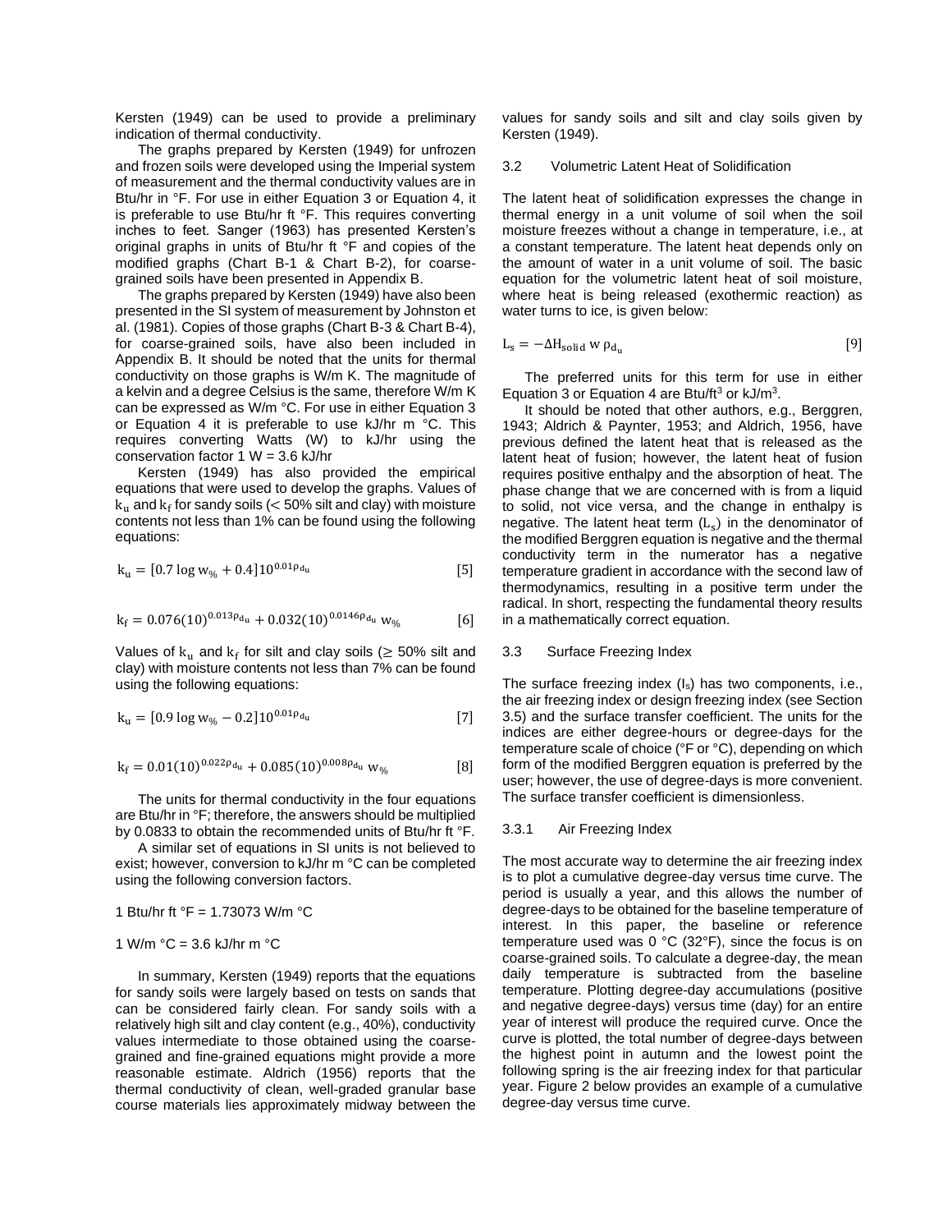Kersten (1949) can be used to provide a preliminary indication of thermal conductivity.

The graphs prepared by Kersten (1949) for unfrozen and frozen soils were developed using the Imperial system of measurement and the thermal conductivity values are in Btu/hr in °F. For use in either Equation 3 or Equation 4, it is preferable to use Btu/hr ft °F. This requires converting inches to feet. Sanger (1963) has presented Kersten's original graphs in units of Btu/hr ft °F and copies of the modified graphs (Chart B-1 & Chart B-2), for coarse-grained soils have been presented in Appendix B.

The graphs prepared by Kersten (1949) have also been presented in the SI system of measurement by Johnston et al. (1981). Copies of those graphs (Chart B-3 & Chart B-4), for coarse-grained soils, have also been included in Appendix B. It should be noted that the units for thermal conductivity on those graphs is W/m K. The magnitude of a kelvin and a degree Celsius is the same, therefore W/m K can be expressed as W/m °C. For use in either Equation 3 or Equation 4 it is preferable to use kJ/hr m °C. This requires converting Watts (W) to kJ/hr using the conservation factor 1 W = 3.6 kJ/hr

Kersten (1949) has also provided the empirical equations that were used to develop the graphs. Values of $k_u$ and $k_f$ for sandy soils (< 50% silt and clay) with moisture contents not less than 1% can be found using the following equations:

$$k_u = [0.7 \log w_{\%} + 0.4]10^{0.01\rho_{d_u}} \qquad [5]$$

$$k_f = 0.076(10)^{0.013\rho_{d_u}} + 0.032(10)^{0.0146\rho_{d_u}}\, w_{\%} \qquad [6]$$

Values of $k_u$ and $k_f$ for silt and clay soils (≥ 50% silt and clay) with moisture contents not less than 7% can be found using the following equations:

$$k_u = [0.9 \log w_{\%} - 0.2]10^{0.01\rho_{d_u}} \qquad [7]$$

$$k_f = 0.01(10)^{0.022\rho_{d_u}} + 0.085(10)^{0.008\rho_{d_u}}\, w_{\%} \qquad [8]$$

The units for thermal conductivity in the four equations are Btu/hr in °F; therefore, the answers should be multiplied by 0.0833 to obtain the recommended units of Btu/hr ft °F.

A similar set of equations in SI units is not believed to exist; however, conversion to kJ/hr m °C can be completed using the following conversion factors.

1 Btu/hr ft °F = 1.73073 W/m °C

1 W/m °C = 3.6 kJ/hr m °C

In summary, Kersten (1949) reports that the equations for sandy soils were largely based on tests on sands that can be considered fairly clean. For sandy soils with a relatively high silt and clay content (e.g., 40%), conductivity values intermediate to those obtained using the coarse-grained and fine-grained equations might provide a more reasonable estimate. Aldrich (1956) reports that the thermal conductivity of clean, well-graded granular base course materials lies approximately midway between the values for sandy soils and silt and clay soils given by Kersten (1949).

### 3.2 Volumetric Latent Heat of Solidification

The latent heat of solidification expresses the change in thermal energy in a unit volume of soil when the soil moisture freezes without a change in temperature, i.e., at a constant temperature. The latent heat depends only on the amount of water in a unit volume of soil. The basic equation for the volumetric latent heat of soil moisture, where heat is being released (exothermic reaction) as water turns to ice, is given below:

$$L_s = -\Delta H_{solid}\, w\, \rho_{d_u} \qquad [9]$$

The preferred units for this term for use in either Equation 3 or Equation 4 are Btu/ft³ or kJ/m³.

It should be noted that other authors, e.g., Berggren, 1943; Aldrich & Paynter, 1953; and Aldrich, 1956, have previous defined the latent heat that is released as the latent heat of fusion; however, the latent heat of fusion requires positive enthalpy and the absorption of heat. The phase change that we are concerned with is from a liquid to solid, not vice versa, and the change in enthalpy is negative. The latent heat term ($L_s$) in the denominator of the modified Berggren equation is negative and the thermal conductivity term in the numerator has a negative temperature gradient in accordance with the second law of thermodynamics, resulting in a positive term under the radical. In short, respecting the fundamental theory results in a mathematically correct equation.

### 3.3 Surface Freezing Index

The surface freezing index ($I_s$) has two components, i.e., the air freezing index or design freezing index (see Section 3.5) and the surface transfer coefficient. The units for the indices are either degree-hours or degree-days for the temperature scale of choice (°F or °C), depending on which form of the modified Berggren equation is preferred by the user; however, the use of degree-days is more convenient. The surface transfer coefficient is dimensionless.

#### 3.3.1 Air Freezing Index

The most accurate way to determine the air freezing index is to plot a cumulative degree-day versus time curve. The period is usually a year, and this allows the number of degree-days to be obtained for the baseline temperature of interest. In this paper, the baseline or reference temperature used was 0 °C (32°F), since the focus is on coarse-grained soils. To calculate a degree-day, the mean daily temperature is subtracted from the baseline temperature. Plotting degree-day accumulations (positive and negative degree-days) versus time (day) for an entire year of interest will produce the required curve. Once the curve is plotted, the total number of degree-days between the highest point in autumn and the lowest point the following spring is the air freezing index for that particular year. Figure 2 below provides an example of a cumulative degree-day versus time curve.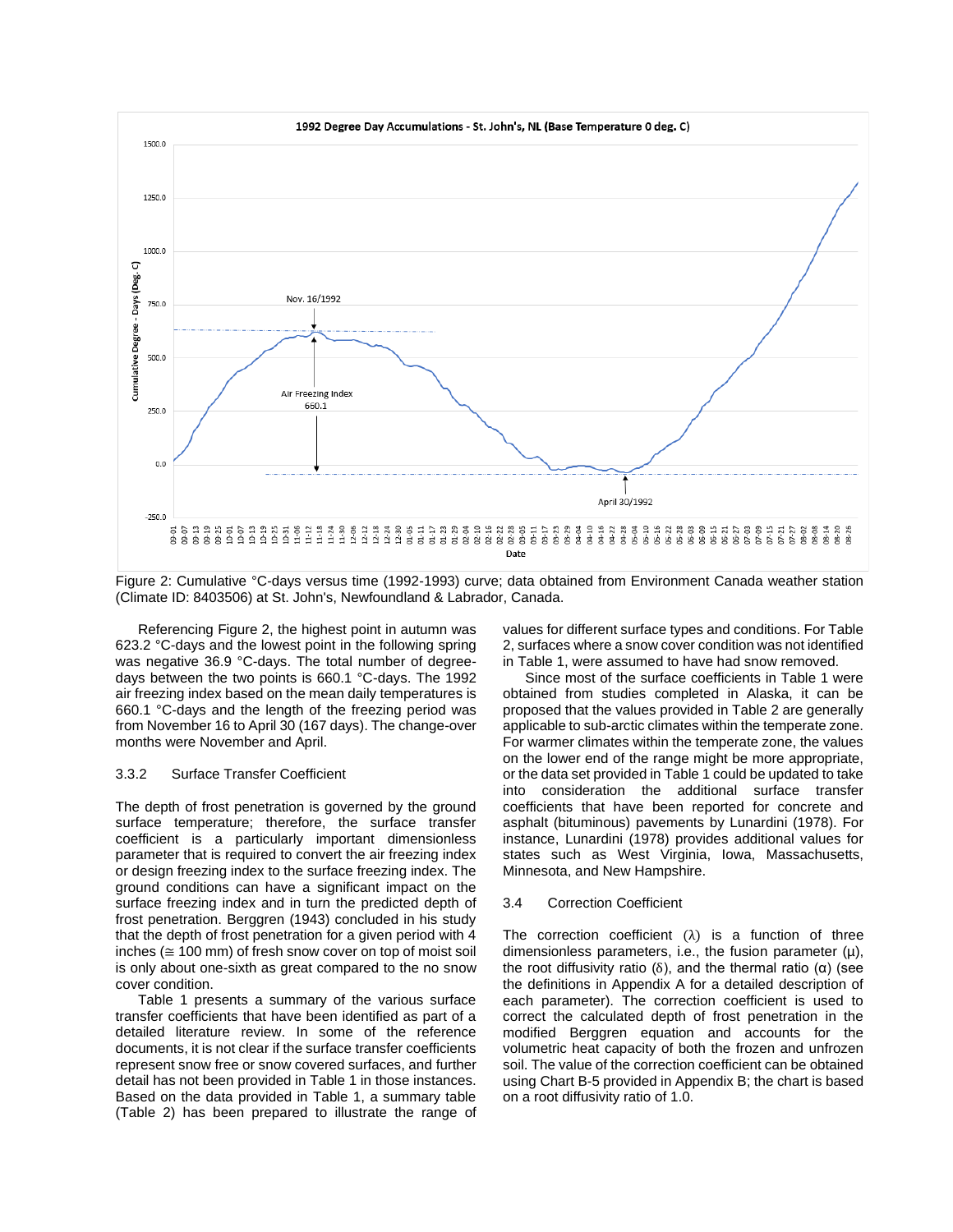Figure 2: Cumulative °C-days versus time (1992-1993) curve; data obtained from Environment Canada weather station (Climate ID: 8403506) at St. John's, Newfoundland & Labrador, Canada.

Referencing Figure 2, the highest point in autumn was 623.2 °C-days and the lowest point in the following spring was negative 36.9 °C-days. The total number of degree-days between the two points is 660.1 °C-days. The 1992 air freezing index based on the mean daily temperatures is 660.1 °C-days and the length of the freezing period was from November 16 to April 30 (167 days). The change-over months were November and April.

### 3.3.2 Surface Transfer Coefficient

The depth of frost penetration is governed by the ground surface temperature; therefore, the surface transfer coefficient is a particularly important dimensionless parameter that is required to convert the air freezing index or design freezing index to the surface freezing index. The ground conditions can have a significant impact on the surface freezing index and in turn the predicted depth of frost penetration. Berggren (1943) concluded in his study that the depth of frost penetration for a given period with 4 inches (≅ 100 mm) of fresh snow cover on top of moist soil is only about one-sixth as great compared to the no snow cover condition.

Table 1 presents a summary of the various surface transfer coefficients that have been identified as part of a detailed literature review. In some of the reference documents, it is not clear if the surface transfer coefficients represent snow free or snow covered surfaces, and further detail has not been provided in Table 1 in those instances. Based on the data provided in Table 1, a summary table (Table 2) has been prepared to illustrate the range of values for different surface types and conditions. For Table 2, surfaces where a snow cover condition was not identified in Table 1, were assumed to have had snow removed.

Since most of the surface coefficients in Table 1 were obtained from studies completed in Alaska, it can be proposed that the values provided in Table 2 are generally applicable to sub-arctic climates within the temperate zone. For warmer climates within the temperate zone, the values on the lower end of the range might be more appropriate, or the data set provided in Table 1 could be updated to take into consideration the additional surface transfer coefficients that have been reported for concrete and asphalt (bituminous) pavements by Lunardini (1978). For instance, Lunardini (1978) provides additional values for states such as West Virginia, Iowa, Massachusetts, Minnesota, and New Hampshire.

## 3.4 Correction Coefficient

The correction coefficient ($\lambda$) is a function of three dimensionless parameters, i.e., the fusion parameter ($\mu$), the root diffusivity ratio ($\delta$), and the thermal ratio ($\alpha$) (see the definitions in Appendix A for a detailed description of each parameter). The correction coefficient is used to correct the calculated depth of frost penetration in the modified Berggren equation and accounts for the volumetric heat capacity of both the frozen and unfrozen soil. The value of the correction coefficient can be obtained using Chart B-5 provided in Appendix B; the chart is based on a root diffusivity ratio of 1.0.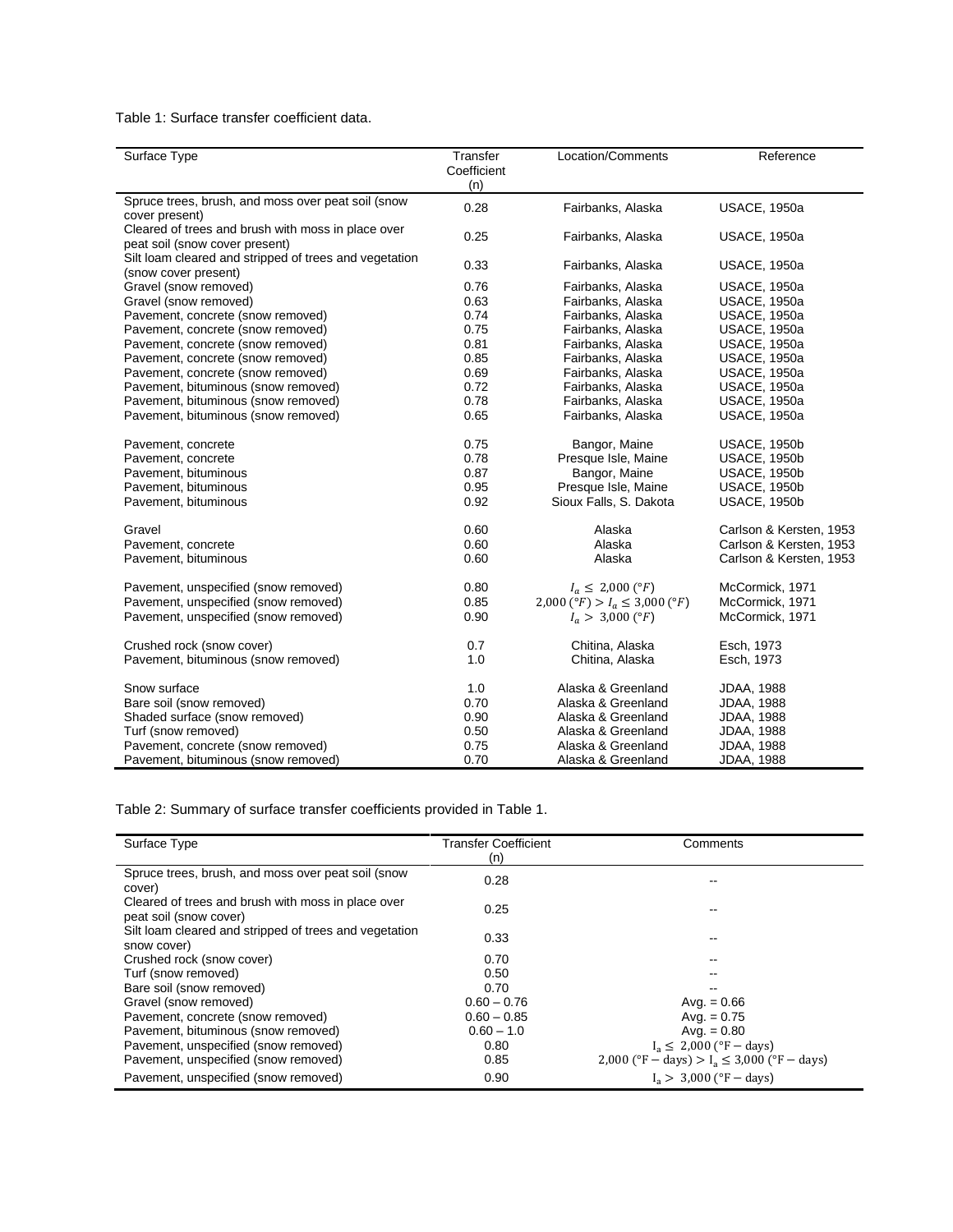Table 1: Surface transfer coefficient data.

| Surface Type | Transfer Coefficient (n) | Location/Comments | Reference |
|---|---|---|---|
| Spruce trees, brush, and moss over peat soil (snow cover present) | 0.28 | Fairbanks, Alaska | USACE, 1950a |
| Cleared of trees and brush with moss in place over peat soil (snow cover present) | 0.25 | Fairbanks, Alaska | USACE, 1950a |
| Silt loam cleared and stripped of trees and vegetation (snow cover present) | 0.33 | Fairbanks, Alaska | USACE, 1950a |
| Gravel (snow removed) | 0.76 | Fairbanks, Alaska | USACE, 1950a |
| Gravel (snow removed) | 0.63 | Fairbanks, Alaska | USACE, 1950a |
| Pavement, concrete (snow removed) | 0.74 | Fairbanks, Alaska | USACE, 1950a |
| Pavement, concrete (snow removed) | 0.75 | Fairbanks, Alaska | USACE, 1950a |
| Pavement, concrete (snow removed) | 0.81 | Fairbanks, Alaska | USACE, 1950a |
| Pavement, concrete (snow removed) | 0.85 | Fairbanks, Alaska | USACE, 1950a |
| Pavement, concrete (snow removed) | 0.69 | Fairbanks, Alaska | USACE, 1950a |
| Pavement, bituminous (snow removed) | 0.72 | Fairbanks, Alaska | USACE, 1950a |
| Pavement, bituminous (snow removed) | 0.78 | Fairbanks, Alaska | USACE, 1950a |
| Pavement, bituminous (snow removed) | 0.65 | Fairbanks, Alaska | USACE, 1950a |
| Pavement, concrete | 0.75 | Bangor, Maine | USACE, 1950b |
| Pavement, concrete | 0.78 | Presque Isle, Maine | USACE, 1950b |
| Pavement, bituminous | 0.87 | Bangor, Maine | USACE, 1950b |
| Pavement, bituminous | 0.95 | Presque Isle, Maine | USACE, 1950b |
| Pavement, bituminous | 0.92 | Sioux Falls, S. Dakota | USACE, 1950b |
| Gravel | 0.60 | Alaska | Carlson & Kersten, 1953 |
| Pavement, concrete | 0.60 | Alaska | Carlson & Kersten, 1953 |
| Pavement, bituminous | 0.60 | Alaska | Carlson & Kersten, 1953 |
| Pavement, unspecified (snow removed) | 0.80 | $I_a \leq 2{,}000\ (°F)$ | McCormick, 1971 |
| Pavement, unspecified (snow removed) | 0.85 | $2{,}000\ (°F) > I_a \leq 3{,}000\ (°F)$ | McCormick, 1971 |
| Pavement, unspecified (snow removed) | 0.90 | $I_a > 3{,}000\ (°F)$ | McCormick, 1971 |
| Crushed rock (snow cover) | 0.7 | Chitina, Alaska | Esch, 1973 |
| Pavement, bituminous (snow removed) | 1.0 | Chitina, Alaska | Esch, 1973 |
| Snow surface | 1.0 | Alaska & Greenland | JDAA, 1988 |
| Bare soil (snow removed) | 0.70 | Alaska & Greenland | JDAA, 1988 |
| Shaded surface (snow removed) | 0.90 | Alaska & Greenland | JDAA, 1988 |
| Turf (snow removed) | 0.50 | Alaska & Greenland | JDAA, 1988 |
| Pavement, concrete (snow removed) | 0.75 | Alaska & Greenland | JDAA, 1988 |
| Pavement, bituminous (snow removed) | 0.70 | Alaska & Greenland | JDAA, 1988 |

Table 2: Summary of surface transfer coefficients provided in Table 1.

| Surface Type | Transfer Coefficient (n) | Comments |
|---|---|---|
| Spruce trees, brush, and moss over peat soil (snow cover) | 0.28 | -- |
| Cleared of trees and brush with moss in place over peat soil (snow cover) | 0.25 | -- |
| Silt loam cleared and stripped of trees and vegetation snow cover) | 0.33 | -- |
| Crushed rock (snow cover) | 0.70 | -- |
| Turf (snow removed) | 0.50 | -- |
| Bare soil (snow removed) | 0.70 | -- |
| Gravel (snow removed) | 0.60 – 0.76 | Avg. = 0.66 |
| Pavement, concrete (snow removed) | 0.60 – 0.85 | Avg. = 0.75 |
| Pavement, bituminous (snow removed) | 0.60 – 1.0 | Avg. = 0.80 |
| Pavement, unspecified (snow removed) | 0.80 | $I_a \leq 2{,}000\ (°F - \text{days})$ |
| Pavement, unspecified (snow removed) | 0.85 | $2{,}000\ (°F - \text{days}) > I_a \leq 3{,}000\ (°F - \text{days})$ |
| Pavement, unspecified (snow removed) | 0.90 | $I_a > 3{,}000\ (°F - \text{days})$ |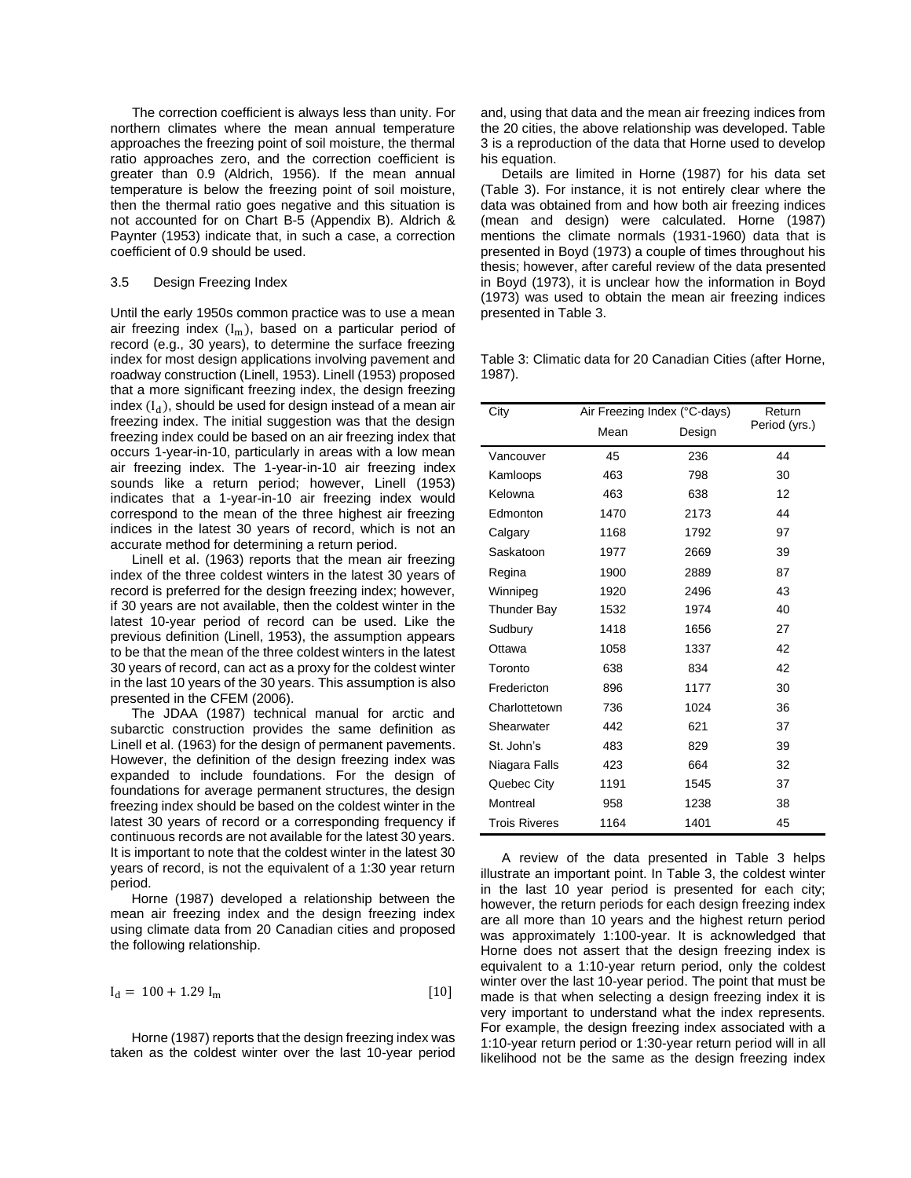The correction coefficient is always less than unity. For northern climates where the mean annual temperature approaches the freezing point of soil moisture, the thermal ratio approaches zero, and the correction coefficient is greater than 0.9 (Aldrich, 1956). If the mean annual temperature is below the freezing point of soil moisture, then the thermal ratio goes negative and this situation is not accounted for on Chart B-5 (Appendix B). Aldrich & Paynter (1953) indicate that, in such a case, a correction coefficient of 0.9 should be used.

### 3.5 Design Freezing Index

Until the early 1950s common practice was to use a mean air freezing index ($I_m$), based on a particular period of record (e.g., 30 years), to determine the surface freezing index for most design applications involving pavement and roadway construction (Linell, 1953). Linell (1953) proposed that a more significant freezing index, the design freezing index ($I_d$), should be used for design instead of a mean air freezing index. The initial suggestion was that the design freezing index could be based on an air freezing index that occurs 1-year-in-10, particularly in areas with a low mean air freezing index. The 1-year-in-10 air freezing index sounds like a return period; however, Linell (1953) indicates that a 1-year-in-10 air freezing index would correspond to the mean of the three highest air freezing indices in the latest 30 years of record, which is not an accurate method for determining a return period.

Linell et al. (1963) reports that the mean air freezing index of the three coldest winters in the latest 30 years of record is preferred for the design freezing index; however, if 30 years are not available, then the coldest winter in the latest 10-year period of record can be used. Like the previous definition (Linell, 1953), the assumption appears to be that the mean of the three coldest winters in the latest 30 years of record, can act as a proxy for the coldest winter in the last 10 years of the 30 years. This assumption is also presented in the CFEM (2006).

The JDAA (1987) technical manual for arctic and subarctic construction provides the same definition as Linell et al. (1963) for the design of permanent pavements. However, the definition of the design freezing index was expanded to include foundations. For the design of foundations for average permanent structures, the design freezing index should be based on the coldest winter in the latest 30 years of record or a corresponding frequency if continuous records are not available for the latest 30 years. It is important to note that the coldest winter in the latest 30 years of record, is not the equivalent of a 1:30 year return period.

Horne (1987) developed a relationship between the mean air freezing index and the design freezing index using climate data from 20 Canadian cities and proposed the following relationship.

$$I_d = 100 + 1.29\, I_m \qquad [10]$$

Horne (1987) reports that the design freezing index was taken as the coldest winter over the last 10-year period and, using that data and the mean air freezing indices from the 20 cities, the above relationship was developed. Table 3 is a reproduction of the data that Horne used to develop his equation.

Details are limited in Horne (1987) for his data set (Table 3). For instance, it is not entirely clear where the data was obtained from and how both air freezing indices (mean and design) were calculated. Horne (1987) mentions the climate normals (1931-1960) data that is presented in Boyd (1973) a couple of times throughout his thesis; however, after careful review of the data presented in Boyd (1973), it is unclear how the information in Boyd (1973) was used to obtain the mean air freezing indices presented in Table 3.

Table 3: Climatic data for 20 Canadian Cities (after Horne, 1987).

| City | Air Freezing Index (°C-days) | | Return Period (yrs.) |
|---|---|---|---|
| | Mean | Design | |
| Vancouver | 45 | 236 | 44 |
| Kamloops | 463 | 798 | 30 |
| Kelowna | 463 | 638 | 12 |
| Edmonton | 1470 | 2173 | 44 |
| Calgary | 1168 | 1792 | 97 |
| Saskatoon | 1977 | 2669 | 39 |
| Regina | 1900 | 2889 | 87 |
| Winnipeg | 1920 | 2496 | 43 |
| Thunder Bay | 1532 | 1974 | 40 |
| Sudbury | 1418 | 1656 | 27 |
| Ottawa | 1058 | 1337 | 42 |
| Toronto | 638 | 834 | 42 |
| Fredericton | 896 | 1177 | 30 |
| Charlottetown | 736 | 1024 | 36 |
| Shearwater | 442 | 621 | 37 |
| St. John's | 483 | 829 | 39 |
| Niagara Falls | 423 | 664 | 32 |
| Quebec City | 1191 | 1545 | 37 |
| Montreal | 958 | 1238 | 38 |
| Trois Riveres | 1164 | 1401 | 45 |

A review of the data presented in Table 3 helps illustrate an important point. In Table 3, the coldest winter in the last 10 year period is presented for each city; however, the return periods for each design freezing index are all more than 10 years and the highest return period was approximately 1:100-year. It is acknowledged that Horne does not assert that the design freezing index is equivalent to a 1:10-year return period, only the coldest winter over the last 10-year period. The point that must be made is that when selecting a design freezing index it is very important to understand what the index represents. For example, the design freezing index associated with a 1:10-year return period or 1:30-year return period will in all likelihood not be the same as the design freezing index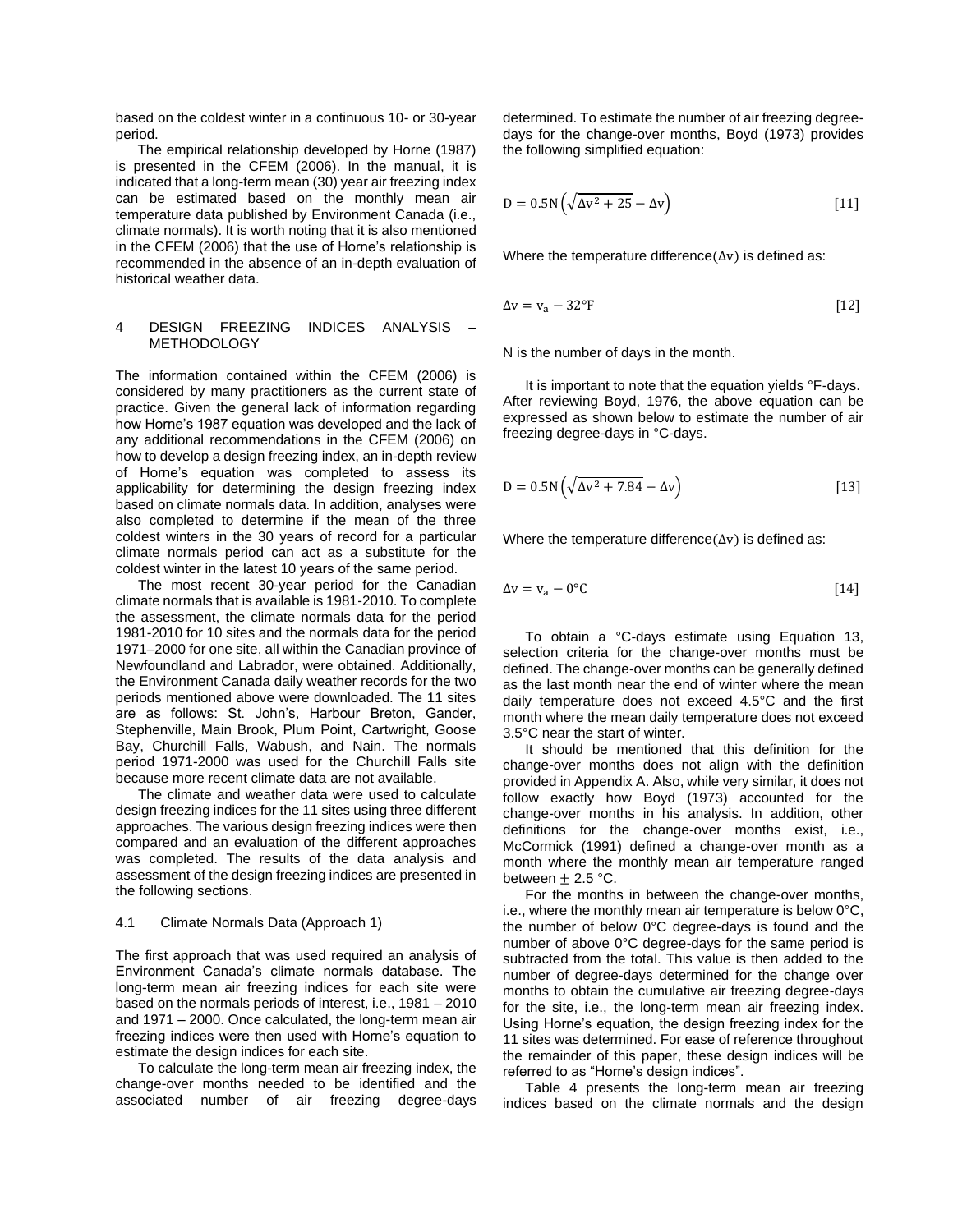based on the coldest winter in a continuous 10- or 30-year period.

The empirical relationship developed by Horne (1987) is presented in the CFEM (2006). In the manual, it is indicated that a long-term mean (30) year air freezing index can be estimated based on the monthly mean air temperature data published by Environment Canada (i.e., climate normals). It is worth noting that it is also mentioned in the CFEM (2006) that the use of Horne's relationship is recommended in the absence of an in-depth evaluation of historical weather data.

## 4 DESIGN FREEZING INDICES ANALYSIS – METHODOLOGY

The information contained within the CFEM (2006) is considered by many practitioners as the current state of practice. Given the general lack of information regarding how Horne's 1987 equation was developed and the lack of any additional recommendations in the CFEM (2006) on how to develop a design freezing index, an in-depth review of Horne's equation was completed to assess its applicability for determining the design freezing index based on climate normals data. In addition, analyses were also completed to determine if the mean of the three coldest winters in the 30 years of record for a particular climate normals period can act as a substitute for the coldest winter in the latest 10 years of the same period.

The most recent 30-year period for the Canadian climate normals that is available is 1981-2010. To complete the assessment, the climate normals data for the period 1981-2010 for 10 sites and the normals data for the period 1971–2000 for one site, all within the Canadian province of Newfoundland and Labrador, were obtained. Additionally, the Environment Canada daily weather records for the two periods mentioned above were downloaded. The 11 sites are as follows: St. John's, Harbour Breton, Gander, Stephenville, Main Brook, Plum Point, Cartwright, Goose Bay, Churchill Falls, Wabush, and Nain. The normals period 1971-2000 was used for the Churchill Falls site because more recent climate data are not available.

The climate and weather data were used to calculate design freezing indices for the 11 sites using three different approaches. The various design freezing indices were then compared and an evaluation of the different approaches was completed. The results of the data analysis and assessment of the design freezing indices are presented in the following sections.

### 4.1 Climate Normals Data (Approach 1)

The first approach that was used required an analysis of Environment Canada's climate normals database. The long-term mean air freezing indices for each site were based on the normals periods of interest, i.e., 1981 – 2010 and 1971 – 2000. Once calculated, the long-term mean air freezing indices were then used with Horne's equation to estimate the design indices for each site.

To calculate the long-term mean air freezing index, the change-over months needed to be identified and the associated number of air freezing degree-days determined. To estimate the number of air freezing degree-days for the change-over months, Boyd (1973) provides the following simplified equation:

$$D = 0.5N\left(\sqrt{\Delta v^2 + 25} - \Delta v\right) \qquad [11]$$

Where the temperature difference($\Delta v$) is defined as:

$$\Delta v = v_a - 32°F \qquad [12]$$

N is the number of days in the month.

It is important to note that the equation yields °F-days. After reviewing Boyd, 1976, the above equation can be expressed as shown below to estimate the number of air freezing degree-days in °C-days.

$$D = 0.5N\left(\sqrt{\Delta v^2 + 7.84} - \Delta v\right) \qquad [13]$$

Where the temperature difference($\Delta v$) is defined as:

$$\Delta v = v_a - 0°C \qquad [14]$$

To obtain a °C-days estimate using Equation 13, selection criteria for the change-over months must be defined. The change-over months can be generally defined as the last month near the end of winter where the mean daily temperature does not exceed 4.5°C and the first month where the mean daily temperature does not exceed 3.5°C near the start of winter.

It should be mentioned that this definition for the change-over months does not align with the definition provided in Appendix A. Also, while very similar, it does not follow exactly how Boyd (1973) accounted for the change-over months in his analysis. In addition, other definitions for the change-over months exist, i.e., McCormick (1991) defined a change-over month as a month where the monthly mean air temperature ranged between $\pm$ 2.5 °C.

For the months in between the change-over months, i.e., where the monthly mean air temperature is below 0°C, the number of below 0°C degree-days is found and the number of above 0°C degree-days for the same period is subtracted from the total. This value is then added to the number of degree-days determined for the change over months to obtain the cumulative air freezing degree-days for the site, i.e., the long-term mean air freezing index. Using Horne's equation, the design freezing index for the 11 sites was determined. For ease of reference throughout the remainder of this paper, these design indices will be referred to as "Horne's design indices".

Table 4 presents the long-term mean air freezing indices based on the climate normals and the design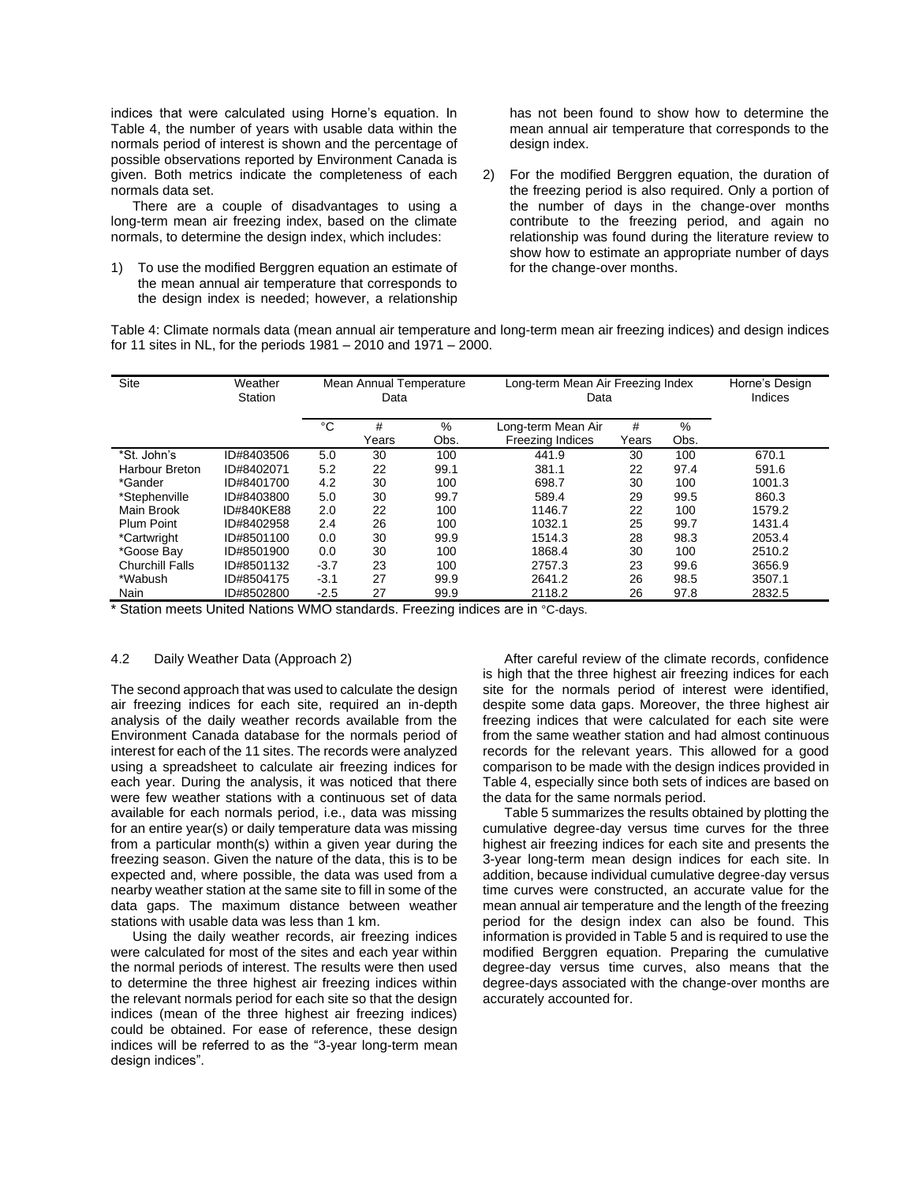indices that were calculated using Horne's equation. In Table 4, the number of years with usable data within the normals period of interest is shown and the percentage of possible observations reported by Environment Canada is given. Both metrics indicate the completeness of each normals data set.

There are a couple of disadvantages to using a long-term mean air freezing index, based on the climate normals, to determine the design index, which includes:

1) To use the modified Berggren equation an estimate of the mean annual air temperature that corresponds to the design index is needed; however, a relationship has not been found to show how to determine the mean annual air temperature that corresponds to the design index.

2) For the modified Berggren equation, the duration of the freezing period is also required. Only a portion of the number of days in the change-over months contribute to the freezing period, and again no relationship was found during the literature review to show how to estimate an appropriate number of days for the change-over months.

Table 4: Climate normals data (mean annual air temperature and long-term mean air freezing indices) and design indices for 11 sites in NL, for the periods 1981 – 2010 and 1971 – 2000.

| Site | Weather Station | Mean Annual Temperature Data | | | Long-term Mean Air Freezing Index Data | | | Horne's Design Indices |
|---|---|---|---|---|---|---|---|---|
| | | °C | # Years | % Obs. | Long-term Mean Air Freezing Indices | # Years | % Obs. | |
| *St. John's | ID#8403506 | 5.0 | 30 | 100 | 441.9 | 30 | 100 | 670.1 |
| Harbour Breton | ID#8402071 | 5.2 | 22 | 99.1 | 381.1 | 22 | 97.4 | 591.6 |
| *Gander | ID#8401700 | 4.2 | 30 | 100 | 698.7 | 30 | 100 | 1001.3 |
| *Stephenville | ID#8403800 | 5.0 | 30 | 99.7 | 589.4 | 29 | 99.5 | 860.3 |
| Main Brook | ID#840KE88 | 2.0 | 22 | 100 | 1146.7 | 22 | 100 | 1579.2 |
| Plum Point | ID#8402958 | 2.4 | 26 | 100 | 1032.1 | 25 | 99.7 | 1431.4 |
| *Cartwright | ID#8501100 | 0.0 | 30 | 99.9 | 1514.3 | 28 | 98.3 | 2053.4 |
| *Goose Bay | ID#8501900 | 0.0 | 30 | 100 | 1868.4 | 30 | 100 | 2510.2 |
| Churchill Falls | ID#8501132 | -3.7 | 23 | 100 | 2757.3 | 23 | 99.6 | 3656.9 |
| *Wabush | ID#8504175 | -3.1 | 27 | 99.9 | 2641.2 | 26 | 98.5 | 3507.1 |
| Nain | ID#8502800 | -2.5 | 27 | 99.9 | 2118.2 | 26 | 97.8 | 2832.5 |

* Station meets United Nations WMO standards. Freezing indices are in °C-days.

### 4.2 Daily Weather Data (Approach 2)

The second approach that was used to calculate the design air freezing indices for each site, required an in-depth analysis of the daily weather records available from the Environment Canada database for the normals period of interest for each of the 11 sites. The records were analyzed using a spreadsheet to calculate air freezing indices for each year. During the analysis, it was noticed that there were few weather stations with a continuous set of data available for each normals period, i.e., data was missing for an entire year(s) or daily temperature data was missing from a particular month(s) within a given year during the freezing season. Given the nature of the data, this is to be expected and, where possible, the data was used from a nearby weather station at the same site to fill in some of the data gaps. The maximum distance between weather stations with usable data was less than 1 km.

Using the daily weather records, air freezing indices were calculated for most of the sites and each year within the normal periods of interest. The results were then used to determine the three highest air freezing indices within the relevant normals period for each site so that the design indices (mean of the three highest air freezing indices) could be obtained. For ease of reference, these design indices will be referred to as the "3-year long-term mean design indices".

After careful review of the climate records, confidence is high that the three highest air freezing indices for each site for the normals period of interest were identified, despite some data gaps. Moreover, the three highest air freezing indices that were calculated for each site were from the same weather station and had almost continuous records for the relevant years. This allowed for a good comparison to be made with the design indices provided in Table 4, especially since both sets of indices are based on the data for the same normals period.

Table 5 summarizes the results obtained by plotting the cumulative degree-day versus time curves for the three highest air freezing indices for each site and presents the 3-year long-term mean design indices for each site. In addition, because individual cumulative degree-day versus time curves were constructed, an accurate value for the mean annual air temperature and the length of the freezing period for the design index can also be found. This information is provided in Table 5 and is required to use the modified Berggren equation. Preparing the cumulative degree-day versus time curves, also means that the degree-days associated with the change-over months are accurately accounted for.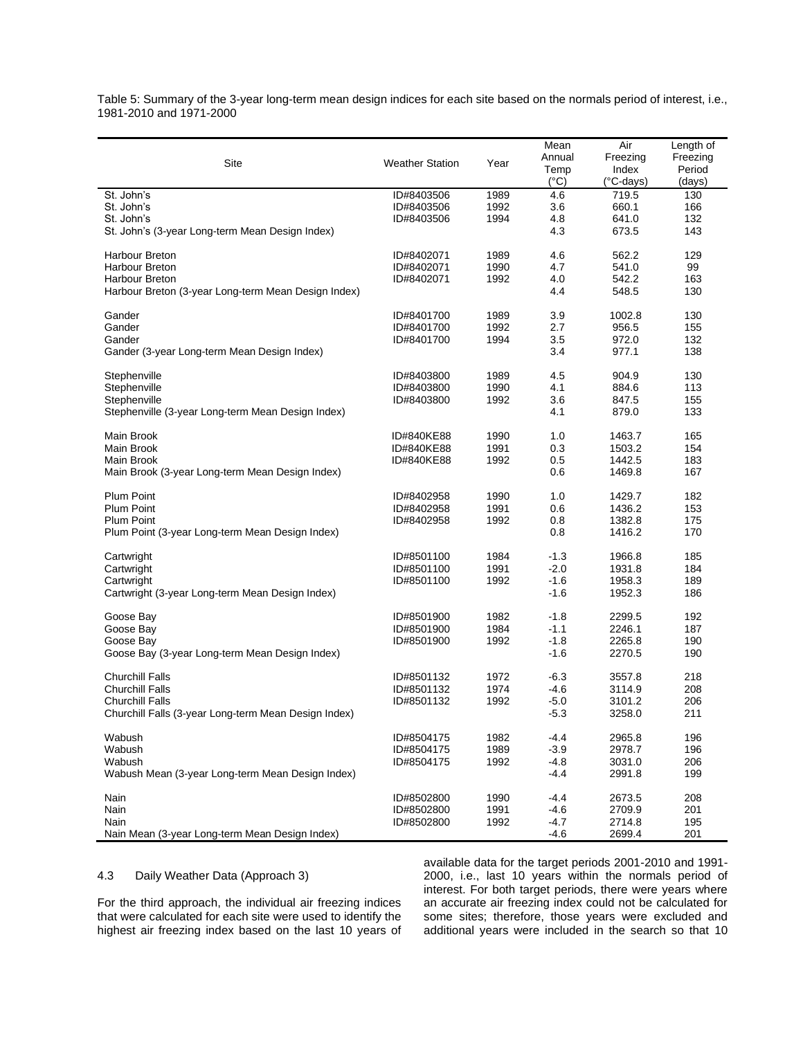Table 5: Summary of the 3-year long-term mean design indices for each site based on the normals period of interest, i.e., 1981-2010 and 1971-2000

| Site | Weather Station | Year | Mean Annual Temp (°C) | Air Freezing Index (°C-days) | Length of Freezing Period (days) |
|---|---|---|---|---|---|
| St. John's | ID#8403506 | 1989 | 4.6 | 719.5 | 130 |
| St. John's | ID#8403506 | 1992 | 3.6 | 660.1 | 166 |
| St. John's | ID#8403506 | 1994 | 4.8 | 641.0 | 132 |
| St. John's (3-year Long-term Mean Design Index) | | | 4.3 | 673.5 | 143 |
| Harbour Breton | ID#8402071 | 1989 | 4.6 | 562.2 | 129 |
| Harbour Breton | ID#8402071 | 1990 | 4.7 | 541.0 | 99 |
| Harbour Breton | ID#8402071 | 1992 | 4.0 | 542.2 | 163 |
| Harbour Breton (3-year Long-term Mean Design Index) | | | 4.4 | 548.5 | 130 |
| Gander | ID#8401700 | 1989 | 3.9 | 1002.8 | 130 |
| Gander | ID#8401700 | 1992 | 2.7 | 956.5 | 155 |
| Gander | ID#8401700 | 1994 | 3.5 | 972.0 | 132 |
| Gander (3-year Long-term Mean Design Index) | | | 3.4 | 977.1 | 138 |
| Stephenville | ID#8403800 | 1989 | 4.5 | 904.9 | 130 |
| Stephenville | ID#8403800 | 1990 | 4.1 | 884.6 | 113 |
| Stephenville | ID#8403800 | 1992 | 3.6 | 847.5 | 155 |
| Stephenville (3-year Long-term Mean Design Index) | | | 4.1 | 879.0 | 133 |
| Main Brook | ID#840KE88 | 1990 | 1.0 | 1463.7 | 165 |
| Main Brook | ID#840KE88 | 1991 | 0.3 | 1503.2 | 154 |
| Main Brook | ID#840KE88 | 1992 | 0.5 | 1442.5 | 183 |
| Main Brook (3-year Long-term Mean Design Index) | | | 0.6 | 1469.8 | 167 |
| Plum Point | ID#8402958 | 1990 | 1.0 | 1429.7 | 182 |
| Plum Point | ID#8402958 | 1991 | 0.6 | 1436.2 | 153 |
| Plum Point | ID#8402958 | 1992 | 0.8 | 1382.8 | 175 |
| Plum Point (3-year Long-term Mean Design Index) | | | 0.8 | 1416.2 | 170 |
| Cartwright | ID#8501100 | 1984 | -1.3 | 1966.8 | 185 |
| Cartwright | ID#8501100 | 1991 | -2.0 | 1931.8 | 184 |
| Cartwright | ID#8501100 | 1992 | -1.6 | 1958.3 | 189 |
| Cartwright (3-year Long-term Mean Design Index) | | | -1.6 | 1952.3 | 186 |
| Goose Bay | ID#8501900 | 1982 | -1.8 | 2299.5 | 192 |
| Goose Bay | ID#8501900 | 1984 | -1.1 | 2246.1 | 187 |
| Goose Bay | ID#8501900 | 1992 | -1.8 | 2265.8 | 190 |
| Goose Bay (3-year Long-term Mean Design Index) | | | -1.6 | 2270.5 | 190 |
| Churchill Falls | ID#8501132 | 1972 | -6.3 | 3557.8 | 218 |
| Churchill Falls | ID#8501132 | 1974 | -4.6 | 3114.9 | 208 |
| Churchill Falls | ID#8501132 | 1992 | -5.0 | 3101.2 | 206 |
| Churchill Falls (3-year Long-term Mean Design Index) | | | -5.3 | 3258.0 | 211 |
| Wabush | ID#8504175 | 1982 | -4.4 | 2965.8 | 196 |
| Wabush | ID#8504175 | 1989 | -3.9 | 2978.7 | 196 |
| Wabush | ID#8504175 | 1992 | -4.8 | 3031.0 | 206 |
| Wabush Mean (3-year Long-term Mean Design Index) | | | -4.4 | 2991.8 | 199 |
| Nain | ID#8502800 | 1990 | -4.4 | 2673.5 | 208 |
| Nain | ID#8502800 | 1991 | -4.6 | 2709.9 | 201 |
| Nain | ID#8502800 | 1992 | -4.7 | 2714.8 | 195 |
| Nain Mean (3-year Long-term Mean Design Index) | | | -4.6 | 2699.4 | 201 |

### 4.3 Daily Weather Data (Approach 3)

For the third approach, the individual air freezing indices that were calculated for each site were used to identify the highest air freezing index based on the last 10 years of available data for the target periods 2001-2010 and 1991-2000, i.e., last 10 years within the normals period of interest. For both target periods, there were years where an accurate air freezing index could not be calculated for some sites; therefore, those years were excluded and additional years were included in the search so that 10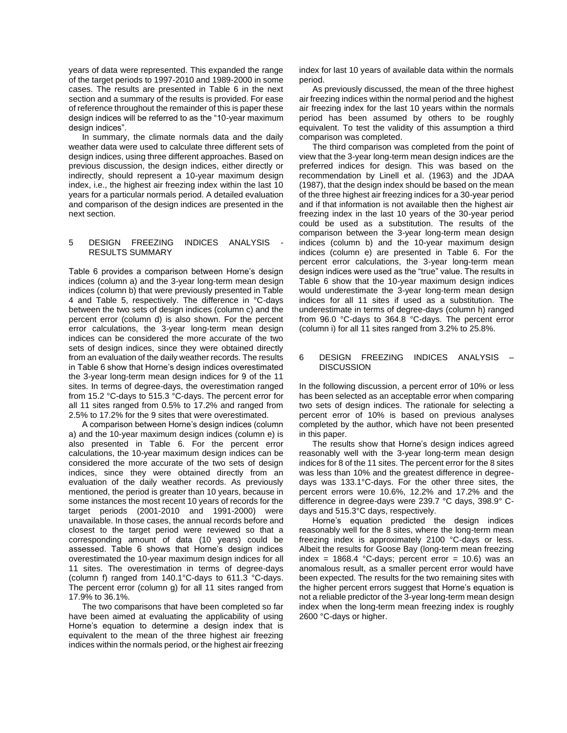years of data were represented. This expanded the range of the target periods to 1997-2010 and 1989-2000 in some cases. The results are presented in Table 6 in the next section and a summary of the results is provided. For ease of reference throughout the remainder of this is paper these design indices will be referred to as the "10-year maximum design indices".

In summary, the climate normals data and the daily weather data were used to calculate three different sets of design indices, using three different approaches. Based on previous discussion, the design indices, either directly or indirectly, should represent a 10-year maximum design index, i.e., the highest air freezing index within the last 10 years for a particular normals period. A detailed evaluation and comparison of the design indices are presented in the next section.

## 5 DESIGN FREEZING INDICES ANALYSIS - RESULTS SUMMARY

Table 6 provides a comparison between Horne's design indices (column a) and the 3-year long-term mean design indices (column b) that were previously presented in Table 4 and Table 5, respectively. The difference in °C-days between the two sets of design indices (column c) and the percent error (column d) is also shown. For the percent error calculations, the 3-year long-term mean design indices can be considered the more accurate of the two sets of design indices, since they were obtained directly from an evaluation of the daily weather records. The results in Table 6 show that Horne's design indices overestimated the 3-year long-term mean design indices for 9 of the 11 sites. In terms of degree-days, the overestimation ranged from 15.2 °C-days to 515.3 °C-days. The percent error for all 11 sites ranged from 0.5% to 17.2% and ranged from 2.5% to 17.2% for the 9 sites that were overestimated.

A comparison between Horne's design indices (column a) and the 10-year maximum design indices (column e) is also presented in Table 6. For the percent error calculations, the 10-year maximum design indices can be considered the more accurate of the two sets of design indices, since they were obtained directly from an evaluation of the daily weather records. As previously mentioned, the period is greater than 10 years, because in some instances the most recent 10 years of records for the target periods (2001-2010 and 1991-2000) were unavailable. In those cases, the annual records before and closest to the target period were reviewed so that a corresponding amount of data (10 years) could be assessed. Table 6 shows that Horne's design indices overestimated the 10-year maximum design indices for all 11 sites. The overestimation in terms of degree-days (column f) ranged from 140.1°C-days to 611.3 °C-days. The percent error (column g) for all 11 sites ranged from 17.9% to 36.1%.

The two comparisons that have been completed so far have been aimed at evaluating the applicability of using Horne's equation to determine a design index that is equivalent to the mean of the three highest air freezing indices within the normals period, or the highest air freezing index for last 10 years of available data within the normals period.

As previously discussed, the mean of the three highest air freezing indices within the normal period and the highest air freezing index for the last 10 years within the normals period has been assumed by others to be roughly equivalent. To test the validity of this assumption a third comparison was completed.

The third comparison was completed from the point of view that the 3-year long-term mean design indices are the preferred indices for design. This was based on the recommendation by Linell et al. (1963) and the JDAA (1987), that the design index should be based on the mean of the three highest air freezing indices for a 30-year period and if that information is not available then the highest air freezing index in the last 10 years of the 30-year period could be used as a substitution. The results of the comparison between the 3-year long-term mean design indices (column b) and the 10-year maximum design indices (column e) are presented in Table 6. For the percent error calculations, the 3-year long-term mean design indices were used as the "true" value. The results in Table 6 show that the 10-year maximum design indices would underestimate the 3-year long-term mean design indices for all 11 sites if used as a substitution. The underestimate in terms of degree-days (column h) ranged from 96.0 °C-days to 364.8 °C-days. The percent error (column i) for all 11 sites ranged from 3.2% to 25.8%.

## 6 DESIGN FREEZING INDICES ANALYSIS – DISCUSSION

In the following discussion, a percent error of 10% or less has been selected as an acceptable error when comparing two sets of design indices. The rationale for selecting a percent error of 10% is based on previous analyses completed by the author, which have not been presented in this paper.

The results show that Horne's design indices agreed reasonably well with the 3-year long-term mean design indices for 8 of the 11 sites. The percent error for the 8 sites was less than 10% and the greatest difference in degree-days was 133.1°C-days. For the other three sites, the percent errors were 10.6%, 12.2% and 17.2% and the difference in degree-days were 239.7 °C days, 398.9° C-days and 515.3°C days, respectively.

Horne's equation predicted the design indices reasonably well for the 8 sites, where the long-term mean freezing index is approximately 2100 °C-days or less. Albeit the results for Goose Bay (long-term mean freezing index = 1868.4 °C-days; percent error = 10.6) was an anomalous result, as a smaller percent error would have been expected. The results for the two remaining sites with the higher percent errors suggest that Horne's equation is not a reliable predictor of the 3-year long-term mean design index when the long-term mean freezing index is roughly 2600 °C-days or higher.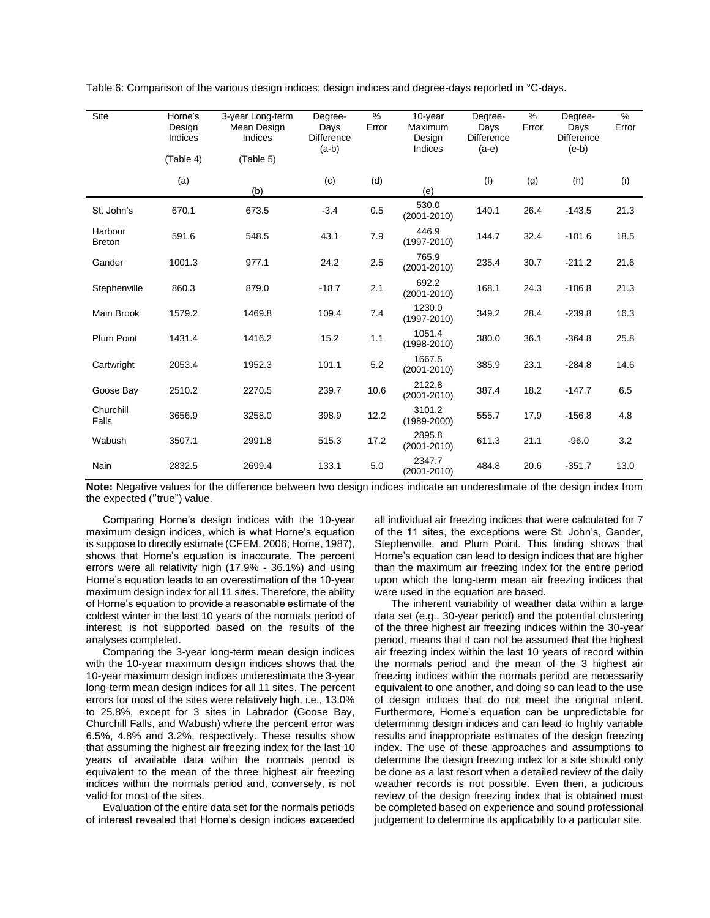Table 6: Comparison of the various design indices; design indices and degree-days reported in °C-days.

| Site | Horne's Design Indices (Table 4) | 3-year Long-term Mean Design Indices (Table 5) | Degree-Days Difference (a-b) | % Error | 10-year Maximum Design Indices | Degree-Days Difference (a-e) | % Error | Degree-Days Difference (e-b) | % Error |
|---|---|---|---|---|---|---|---|---|---|
| | (a) | (b) | (c) | (d) | (e) | (f) | (g) | (h) | (i) |
| St. John's | 670.1 | 673.5 | -3.4 | 0.5 | 530.0 (2001-2010) | 140.1 | 26.4 | -143.5 | 21.3 |
| Harbour Breton | 591.6 | 548.5 | 43.1 | 7.9 | 446.9 (1997-2010) | 144.7 | 32.4 | -101.6 | 18.5 |
| Gander | 1001.3 | 977.1 | 24.2 | 2.5 | 765.9 (2001-2010) | 235.4 | 30.7 | -211.2 | 21.6 |
| Stephenville | 860.3 | 879.0 | -18.7 | 2.1 | 692.2 (2001-2010) | 168.1 | 24.3 | -186.8 | 21.3 |
| Main Brook | 1579.2 | 1469.8 | 109.4 | 7.4 | 1230.0 (1997-2010) | 349.2 | 28.4 | -239.8 | 16.3 |
| Plum Point | 1431.4 | 1416.2 | 15.2 | 1.1 | 1051.4 (1998-2010) | 380.0 | 36.1 | -364.8 | 25.8 |
| Cartwright | 2053.4 | 1952.3 | 101.1 | 5.2 | 1667.5 (2001-2010) | 385.9 | 23.1 | -284.8 | 14.6 |
| Goose Bay | 2510.2 | 2270.5 | 239.7 | 10.6 | 2122.8 (2001-2010) | 387.4 | 18.2 | -147.7 | 6.5 |
| Churchill Falls | 3656.9 | 3258.0 | 398.9 | 12.2 | 3101.2 (1989-2000) | 555.7 | 17.9 | -156.8 | 4.8 |
| Wabush | 3507.1 | 2991.8 | 515.3 | 17.2 | 2895.8 (2001-2010) | 611.3 | 21.1 | -96.0 | 3.2 |
| Nain | 2832.5 | 2699.4 | 133.1 | 5.0 | 2347.7 (2001-2010) | 484.8 | 20.6 | -351.7 | 13.0 |

**Note:** Negative values for the difference between two design indices indicate an underestimate of the design index from the expected (''true") value.

Comparing Horne's design indices with the 10-year maximum design indices, which is what Horne's equation is suppose to directly estimate (CFEM, 2006; Horne, 1987), shows that Horne's equation is inaccurate. The percent errors were all relativity high (17.9% - 36.1%) and using Horne's equation leads to an overestimation of the 10-year maximum design index for all 11 sites. Therefore, the ability of Horne's equation to provide a reasonable estimate of the coldest winter in the last 10 years of the normals period of interest, is not supported based on the results of the analyses completed.

Comparing the 3-year long-term mean design indices with the 10-year maximum design indices shows that the 10-year maximum design indices underestimate the 3-year long-term mean design indices for all 11 sites. The percent errors for most of the sites were relatively high, i.e., 13.0% to 25.8%, except for 3 sites in Labrador (Goose Bay, Churchill Falls, and Wabush) where the percent error was 6.5%, 4.8% and 3.2%, respectively. These results show that assuming the highest air freezing index for the last 10 years of available data within the normals period is equivalent to the mean of the three highest air freezing indices within the normals period and, conversely, is not valid for most of the sites.

Evaluation of the entire data set for the normals periods of interest revealed that Horne's design indices exceeded all individual air freezing indices that were calculated for 7 of the 11 sites, the exceptions were St. John's, Gander, Stephenville, and Plum Point. This finding shows that Horne's equation can lead to design indices that are higher than the maximum air freezing index for the entire period upon which the long-term mean air freezing indices that were used in the equation are based.

The inherent variability of weather data within a large data set (e.g., 30-year period) and the potential clustering of the three highest air freezing indices within the 30-year period, means that it can not be assumed that the highest air freezing index within the last 10 years of record within the normals period and the mean of the 3 highest air freezing indices within the normals period are necessarily equivalent to one another, and doing so can lead to the use of design indices that do not meet the original intent. Furthermore, Horne's equation can be unpredictable for determining design indices and can lead to highly variable results and inappropriate estimates of the design freezing index. The use of these approaches and assumptions to determine the design freezing index for a site should only be done as a last resort when a detailed review of the daily weather records is not possible. Even then, a judicious review of the design freezing index that is obtained must be completed based on experience and sound professional judgement to determine its applicability to a particular site.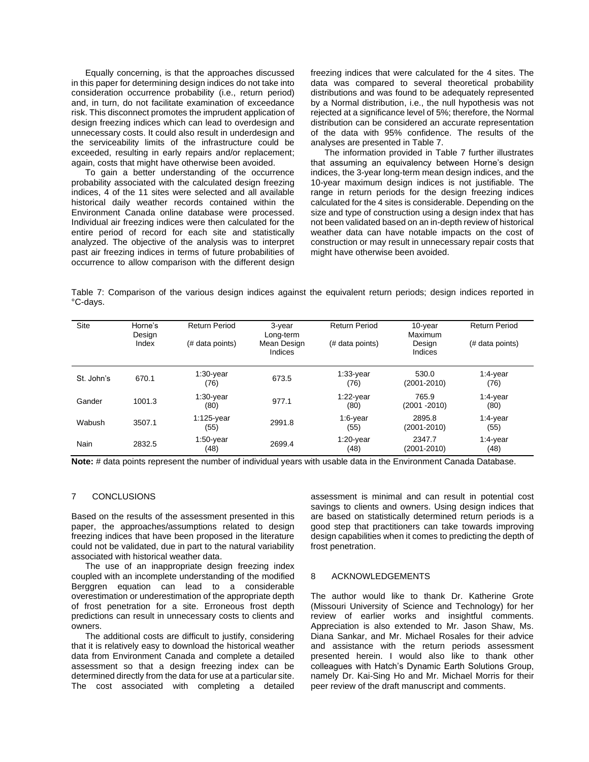Equally concerning, is that the approaches discussed in this paper for determining design indices do not take into consideration occurrence probability (i.e., return period) and, in turn, do not facilitate examination of exceedance risk. This disconnect promotes the imprudent application of design freezing indices which can lead to overdesign and unnecessary costs. It could also result in underdesign and the serviceability limits of the infrastructure could be exceeded, resulting in early repairs and/or replacement; again, costs that might have otherwise been avoided.

To gain a better understanding of the occurrence probability associated with the calculated design freezing indices, 4 of the 11 sites were selected and all available historical daily weather records contained within the Environment Canada online database were processed. Individual air freezing indices were then calculated for the entire period of record for each site and statistically analyzed. The objective of the analysis was to interpret past air freezing indices in terms of future probabilities of occurrence to allow comparison with the different design freezing indices that were calculated for the 4 sites. The data was compared to several theoretical probability distributions and was found to be adequately represented by a Normal distribution, i.e., the null hypothesis was not rejected at a significance level of 5%; therefore, the Normal distribution can be considered an accurate representation of the data with 95% confidence. The results of the analyses are presented in Table 7.

The information provided in Table 7 further illustrates that assuming an equivalency between Horne's design indices, the 3-year long-term mean design indices, and the 10-year maximum design indices is not justifiable. The range in return periods for the design freezing indices calculated for the 4 sites is considerable. Depending on the size and type of construction using a design index that has not been validated based on an in-depth review of historical weather data can have notable impacts on the cost of construction or may result in unnecessary repair costs that might have otherwise been avoided.

Table 7: Comparison of the various design indices against the equivalent return periods; design indices reported in °C-days.

| Site | Horne's Design Index | Return Period (# data points) | 3-year Long-term Mean Design Indices | Return Period (# data points) | 10-year Maximum Design Indices | Return Period (# data points) |
|---|---|---|---|---|---|---|
| St. John's | 670.1 | 1:30-year (76) | 673.5 | 1:33-year (76) | 530.0 (2001-2010) | 1:4-year (76) |
| Gander | 1001.3 | 1:30-year (80) | 977.1 | 1:22-year (80) | 765.9 (2001 -2010) | 1:4-year (80) |
| Wabush | 3507.1 | 1:125-year (55) | 2991.8 | 1:6-year (55) | 2895.8 (2001-2010) | 1:4-year (55) |
| Nain | 2832.5 | 1:50-year (48) | 2699.4 | 1:20-year (48) | 2347.7 (2001-2010) | 1:4-year (48) |

**Note:** # data points represent the number of individual years with usable data in the Environment Canada Database.

## 7 CONCLUSIONS

Based on the results of the assessment presented in this paper, the approaches/assumptions related to design freezing indices that have been proposed in the literature could not be validated, due in part to the natural variability associated with historical weather data.

The use of an inappropriate design freezing index coupled with an incomplete understanding of the modified Berggren equation can lead to a considerable overestimation or underestimation of the appropriate depth of frost penetration for a site. Erroneous frost depth predictions can result in unnecessary costs to clients and owners.

The additional costs are difficult to justify, considering that it is relatively easy to download the historical weather data from Environment Canada and complete a detailed assessment so that a design freezing index can be determined directly from the data for use at a particular site. The cost associated with completing a detailed assessment is minimal and can result in potential cost savings to clients and owners. Using design indices that are based on statistically determined return periods is a good step that practitioners can take towards improving design capabilities when it comes to predicting the depth of frost penetration.

## 8 ACKNOWLEDGEMENTS

The author would like to thank Dr. Katherine Grote (Missouri University of Science and Technology) for her review of earlier works and insightful comments. Appreciation is also extended to Mr. Jason Shaw, Ms. Diana Sankar, and Mr. Michael Rosales for their advice and assistance with the return periods assessment presented herein. I would also like to thank other colleagues with Hatch's Dynamic Earth Solutions Group, namely Dr. Kai-Sing Ho and Mr. Michael Morris for their peer review of the draft manuscript and comments.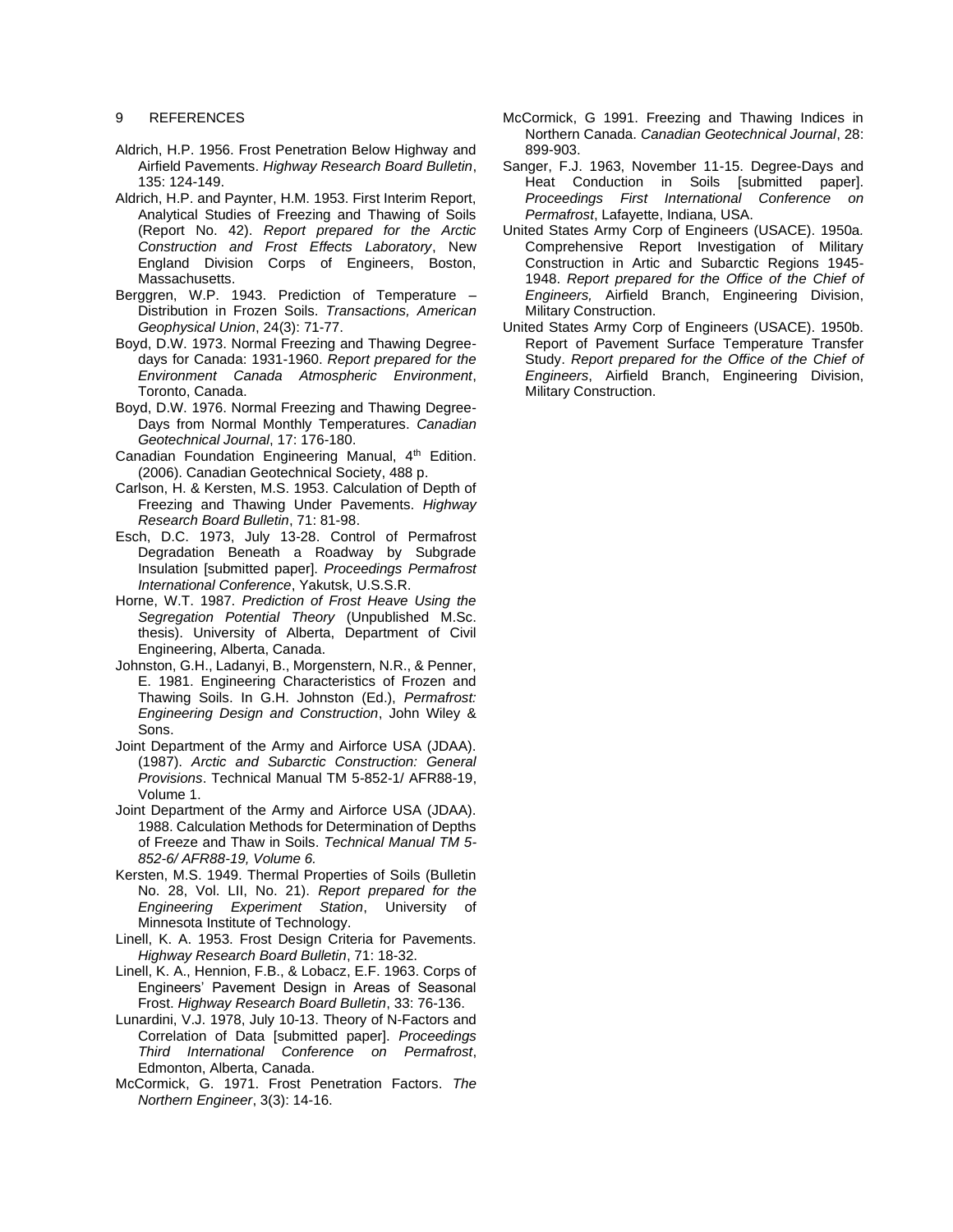## 9 REFERENCES

Aldrich, H.P. 1956. Frost Penetration Below Highway and Airfield Pavements. *Highway Research Board Bulletin*, 135: 124-149.

Aldrich, H.P. and Paynter, H.M. 1953. First Interim Report, Analytical Studies of Freezing and Thawing of Soils (Report No. 42). *Report prepared for the Arctic Construction and Frost Effects Laboratory*, New England Division Corps of Engineers, Boston, Massachusetts.

Berggren, W.P. 1943. Prediction of Temperature – Distribution in Frozen Soils. *Transactions, American Geophysical Union*, 24(3): 71-77.

Boyd, D.W. 1973. Normal Freezing and Thawing Degree-days for Canada: 1931-1960. *Report prepared for the Environment Canada Atmospheric Environment*, Toronto, Canada.

Boyd, D.W. 1976. Normal Freezing and Thawing Degree-Days from Normal Monthly Temperatures. *Canadian Geotechnical Journal*, 17: 176-180.

Canadian Foundation Engineering Manual, 4th Edition. (2006). Canadian Geotechnical Society, 488 p.

Carlson, H. & Kersten, M.S. 1953. Calculation of Depth of Freezing and Thawing Under Pavements. *Highway Research Board Bulletin*, 71: 81-98.

Esch, D.C. 1973, July 13-28. Control of Permafrost Degradation Beneath a Roadway by Subgrade Insulation [submitted paper]. *Proceedings Permafrost International Conference*, Yakutsk, U.S.S.R.

Horne, W.T. 1987. *Prediction of Frost Heave Using the Segregation Potential Theory* (Unpublished M.Sc. thesis). University of Alberta, Department of Civil Engineering, Alberta, Canada.

Johnston, G.H., Ladanyi, B., Morgenstern, N.R., & Penner, E. 1981. Engineering Characteristics of Frozen and Thawing Soils. In G.H. Johnston (Ed.), *Permafrost: Engineering Design and Construction*, John Wiley & Sons.

Joint Department of the Army and Airforce USA (JDAA). (1987). *Arctic and Subarctic Construction: General Provisions*. Technical Manual TM 5-852-1/ AFR88-19, Volume 1.

Joint Department of the Army and Airforce USA (JDAA). 1988. Calculation Methods for Determination of Depths of Freeze and Thaw in Soils. *Technical Manual TM 5-852-6/ AFR88-19, Volume 6.*

Kersten, M.S. 1949. Thermal Properties of Soils (Bulletin No. 28, Vol. LII, No. 21). *Report prepared for the Engineering Experiment Station*, University of Minnesota Institute of Technology.

Linell, K. A. 1953. Frost Design Criteria for Pavements. *Highway Research Board Bulletin*, 71: 18-32.

Linell, K. A., Hennion, F.B., & Lobacz, E.F. 1963. Corps of Engineers' Pavement Design in Areas of Seasonal Frost. *Highway Research Board Bulletin*, 33: 76-136.

Lunardini, V.J. 1978, July 10-13. Theory of N-Factors and Correlation of Data [submitted paper]. *Proceedings Third International Conference on Permafrost*, Edmonton, Alberta, Canada.

McCormick, G. 1971. Frost Penetration Factors. *The Northern Engineer*, 3(3): 14-16.

McCormick, G 1991. Freezing and Thawing Indices in Northern Canada. *Canadian Geotechnical Journal*, 28: 899-903.

Sanger, F.J. 1963, November 11-15. Degree-Days and Heat Conduction in Soils [submitted paper]. *Proceedings First International Conference on Permafrost*, Lafayette, Indiana, USA.

United States Army Corp of Engineers (USACE). 1950a. Comprehensive Report Investigation of Military Construction in Artic and Subarctic Regions 1945-1948. *Report prepared for the Office of the Chief of Engineers,* Airfield Branch, Engineering Division, Military Construction.

United States Army Corp of Engineers (USACE). 1950b. Report of Pavement Surface Temperature Transfer Study. *Report prepared for the Office of the Chief of Engineers*, Airfield Branch, Engineering Division, Military Construction.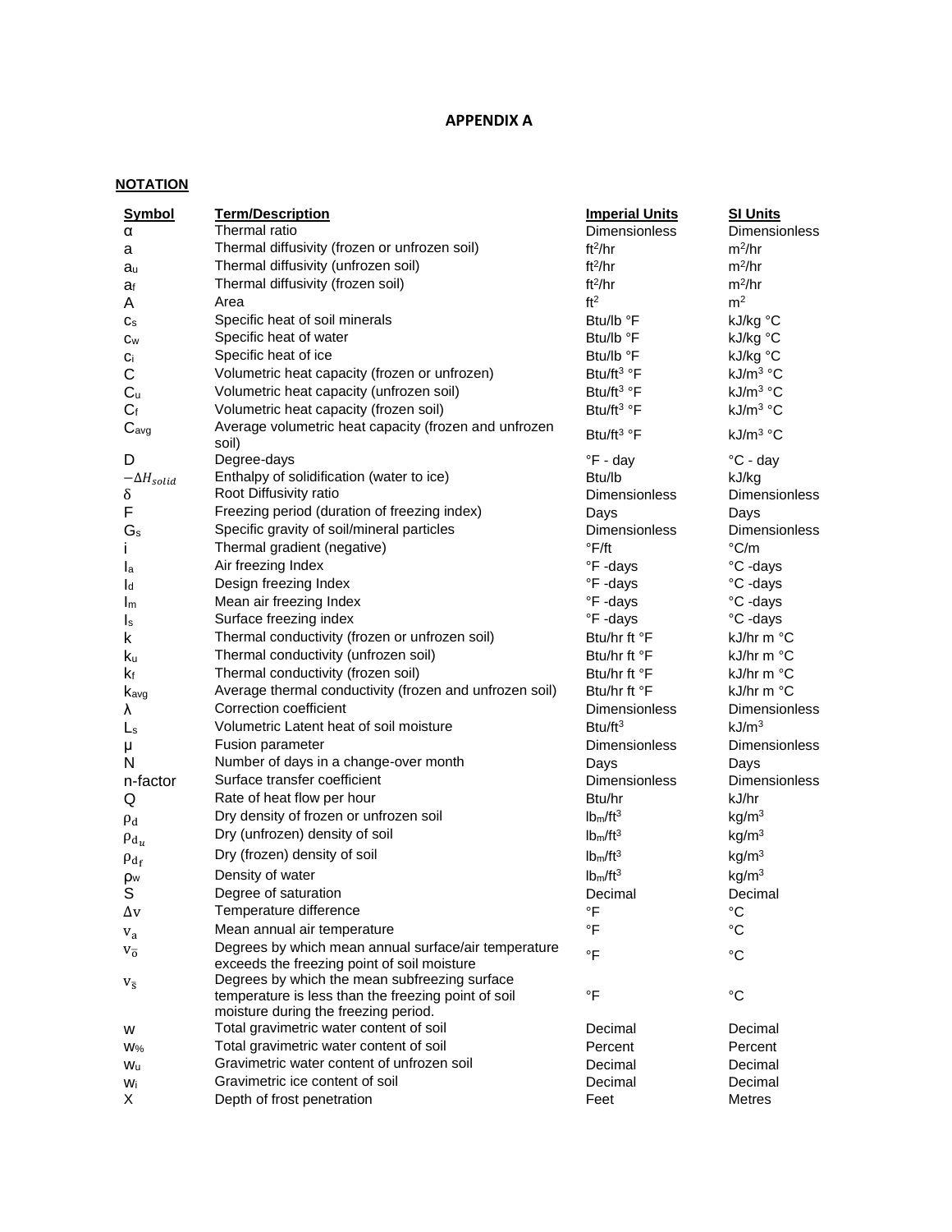# APPENDIX A

**NOTATION**

| Symbol | Term/Description | Imperial Units | SI Units |
|---|---|---|---|
| $\alpha$ | Thermal ratio | Dimensionless | Dimensionless |
| $a$ | Thermal diffusivity (frozen or unfrozen soil) | $ft^2/hr$ | $m^2/hr$ |
| $a_u$ | Thermal diffusivity (unfrozen soil) | $ft^2/hr$ | $m^2/hr$ |
| $a_f$ | Thermal diffusivity (frozen soil) | $ft^2/hr$ | $m^2/hr$ |
| $A$ | Area | $ft^2$ | $m^2$ |
| $c_s$ | Specific heat of soil minerals | Btu/lb °F | kJ/kg °C |
| $c_w$ | Specific heat of water | Btu/lb °F | kJ/kg °C |
| $c_i$ | Specific heat of ice | Btu/lb °F | kJ/kg °C |
| $C$ | Volumetric heat capacity (frozen or unfrozen) | $Btu/ft^3$ °F | $kJ/m^3$ °C |
| $C_u$ | Volumetric heat capacity (unfrozen soil) | $Btu/ft^3$ °F | $kJ/m^3$ °C |
| $C_f$ | Volumetric heat capacity (frozen soil) | $Btu/ft^3$ °F | $kJ/m^3$ °C |
| $C_{avg}$ | Average volumetric heat capacity (frozen and unfrozen soil) | $Btu/ft^3$ °F | $kJ/m^3$ °C |
| $D$ | Degree-days | °F - day | °C - day |
| $-\Delta H_{solid}$ | Enthalpy of solidification (water to ice) | Btu/lb | kJ/kg |
| $\delta$ | Root Diffusivity ratio | Dimensionless | Dimensionless |
| $F$ | Freezing period (duration of freezing index) | Days | Days |
| $G_s$ | Specific gravity of soil/mineral particles | Dimensionless | Dimensionless |
| $i$ | Thermal gradient (negative) | °F/ft | °C/m |
| $I_a$ | Air freezing Index | °F -days | °C -days |
| $I_d$ | Design freezing Index | °F -days | °C -days |
| $I_m$ | Mean air freezing Index | °F -days | °C -days |
| $I_s$ | Surface freezing index | °F -days | °C -days |
| $k$ | Thermal conductivity (frozen or unfrozen soil) | Btu/hr ft °F | kJ/hr m °C |
| $k_u$ | Thermal conductivity (unfrozen soil) | Btu/hr ft °F | kJ/hr m °C |
| $k_f$ | Thermal conductivity (frozen soil) | Btu/hr ft °F | kJ/hr m °C |
| $k_{avg}$ | Average thermal conductivity (frozen and unfrozen soil) | Btu/hr ft °F | kJ/hr m °C |
| $\lambda$ | Correction coefficient | Dimensionless | Dimensionless |
| $L_s$ | Volumetric Latent heat of soil moisture | $Btu/ft^3$ | $kJ/m^3$ |
| $\mu$ | Fusion parameter | Dimensionless | Dimensionless |
| $N$ | Number of days in a change-over month | Days | Days |
| n-factor | Surface transfer coefficient | Dimensionless | Dimensionless |
| $Q$ | Rate of heat flow per hour | Btu/hr | kJ/hr |
| $\rho_d$ | Dry density of frozen or unfrozen soil | $lb_m/ft^3$ | $kg/m^3$ |
| $\rho_{d_u}$ | Dry (unfrozen) density of soil | $lb_m/ft^3$ | $kg/m^3$ |
| $\rho_{d_f}$ | Dry (frozen) density of soil | $lb_m/ft^3$ | $kg/m^3$ |
| $\rho_w$ | Density of water | $lb_m/ft^3$ | $kg/m^3$ |
| $S$ | Degree of saturation | Decimal | Decimal |
| $\Delta v$ | Temperature difference | °F | °C |
| $v_a$ | Mean annual air temperature | °F | °C |
| $v_{\bar{o}}$ | Degrees by which mean annual surface/air temperature exceeds the freezing point of soil moisture | °F | °C |
| $v_{\bar{s}}$ | Degrees by which the mean subfreezing surface temperature is less than the freezing point of soil moisture during the freezing period. | °F | °C |
| $w$ | Total gravimetric water content of soil | Decimal | Decimal |
| $w_{\%}$ | Total gravimetric water content of soil | Percent | Percent |
| $w_u$ | Gravimetric water content of unfrozen soil | Decimal | Decimal |
| $w_i$ | Gravimetric ice content of soil | Decimal | Decimal |
| $X$ | Depth of frost penetration | Feet | Metres |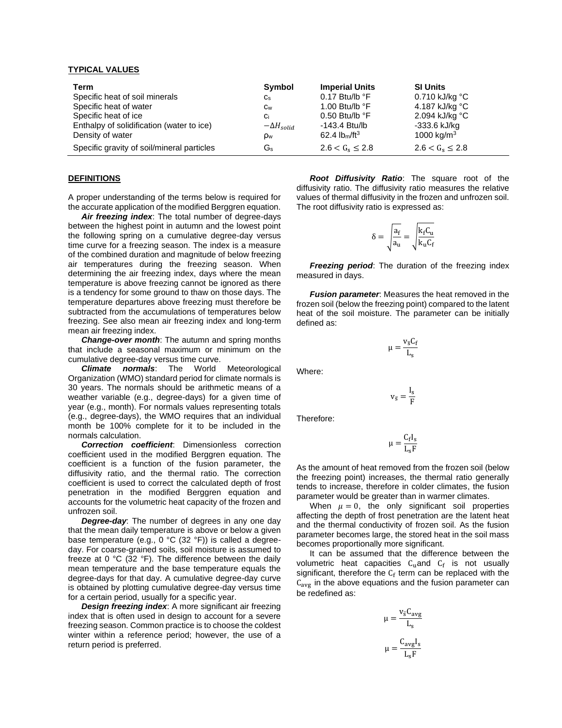**TYPICAL VALUES**

| Term | Symbol | Imperial Units | SI Units |
|---|---|---|---|
| Specific heat of soil minerals | $c_s$ | 0.17 Btu/lb °F | 0.710 kJ/kg °C |
| Specific heat of water | $c_w$ | 1.00 Btu/lb °F | 4.187 kJ/kg °C |
| Specific heat of ice | $c_i$ | 0.50 Btu/lb °F | 2.094 kJ/kg °C |
| Enthalpy of solidification (water to ice) | $-\Delta H_{solid}$ | -143.4 Btu/lb | -333.6 kJ/kg |
| Density of water | $\rho_w$ | 62.4 $lb_m/ft^3$ | 1000 $kg/m^3$ |
| Specific gravity of soil/mineral particles | $G_s$ | $2.6 < G_s \leq 2.8$ | $2.6 < G_s \leq 2.8$ |

**DEFINITIONS**

A proper understanding of the terms below is required for the accurate application of the modified Berggren equation.

***Air freezing index***: The total number of degree-days between the highest point in autumn and the lowest point the following spring on a cumulative degree-day versus time curve for a freezing season. The index is a measure of the combined duration and magnitude of below freezing air temperatures during the freezing season. When determining the air freezing index, days where the mean temperature is above freezing cannot be ignored as there is a tendency for some ground to thaw on those days. The temperature departures above freezing must therefore be subtracted from the accumulations of temperatures below freezing. See also mean air freezing index and long-term mean air freezing index.

***Change-over month***: The autumn and spring months that include a seasonal maximum or minimum on the cumulative degree-day versus time curve.

***Climate normals***: The World Meteorological Organization (WMO) standard period for climate normals is 30 years. The normals should be arithmetic means of a weather variable (e.g., degree-days) for a given time of year (e.g., month). For normals values representing totals (e.g., degree-days), the WMO requires that an individual month be 100% complete for it to be included in the normals calculation.

***Correction coefficient***: Dimensionless correction coefficient used in the modified Berggren equation. The coefficient is a function of the fusion parameter, the diffusivity ratio, and the thermal ratio. The correction coefficient is used to correct the calculated depth of frost penetration in the modified Berggren equation and accounts for the volumetric heat capacity of the frozen and unfrozen soil.

***Degree-day***: The number of degrees in any one day that the mean daily temperature is above or below a given base temperature (e.g., 0 °C (32 °F)) is called a degree-day. For coarse-grained soils, soil moisture is assumed to freeze at 0 °C (32 °F). The difference between the daily mean temperature and the base temperature equals the degree-days for that day. A cumulative degree-day curve is obtained by plotting cumulative degree-day versus time for a certain period, usually for a specific year.

***Design freezing index***: A more significant air freezing index that is often used in design to account for a severe freezing season. Common practice is to choose the coldest winter within a reference period; however, the use of a return period is preferred.

***Root Diffusivity Ratio***: The square root of the diffusivity ratio. The diffusivity ratio measures the relative values of thermal diffusivity in the frozen and unfrozen soil. The root diffusivity ratio is expressed as:

$$\delta = \sqrt{\frac{a_f}{a_u}} = \sqrt{\frac{k_f C_u}{k_u C_f}}$$

***Freezing period***: The duration of the freezing index measured in days.

***Fusion parameter***: Measures the heat removed in the frozen soil (below the freezing point) compared to the latent heat of the soil moisture. The parameter can be initially defined as:

$$\mu = \frac{v_{\bar{s}} C_f}{L_s}$$

Where:

$$v_{\bar{s}} = \frac{I_s}{F}$$

Therefore:

$$\mu = \frac{C_f I_s}{L_s F}$$

As the amount of heat removed from the frozen soil (below the freezing point) increases, the thermal ratio generally tends to increase, therefore in colder climates, the fusion parameter would be greater than in warmer climates.

When $\mu = 0$, the only significant soil properties affecting the depth of frost penetration are the latent heat and the thermal conductivity of frozen soil. As the fusion parameter becomes large, the stored heat in the soil mass becomes proportionally more significant.

It can be assumed that the difference between the volumetric heat capacities $C_u$ and $C_f$ is not usually significant, therefore the $C_f$ term can be replaced with the $C_{avg}$ in the above equations and the fusion parameter can be redefined as:

$$\mu = \frac{v_{\bar{s}} C_{avg}}{L_s}$$

$$\mu = \frac{C_{avg} I_s}{L_s F}$$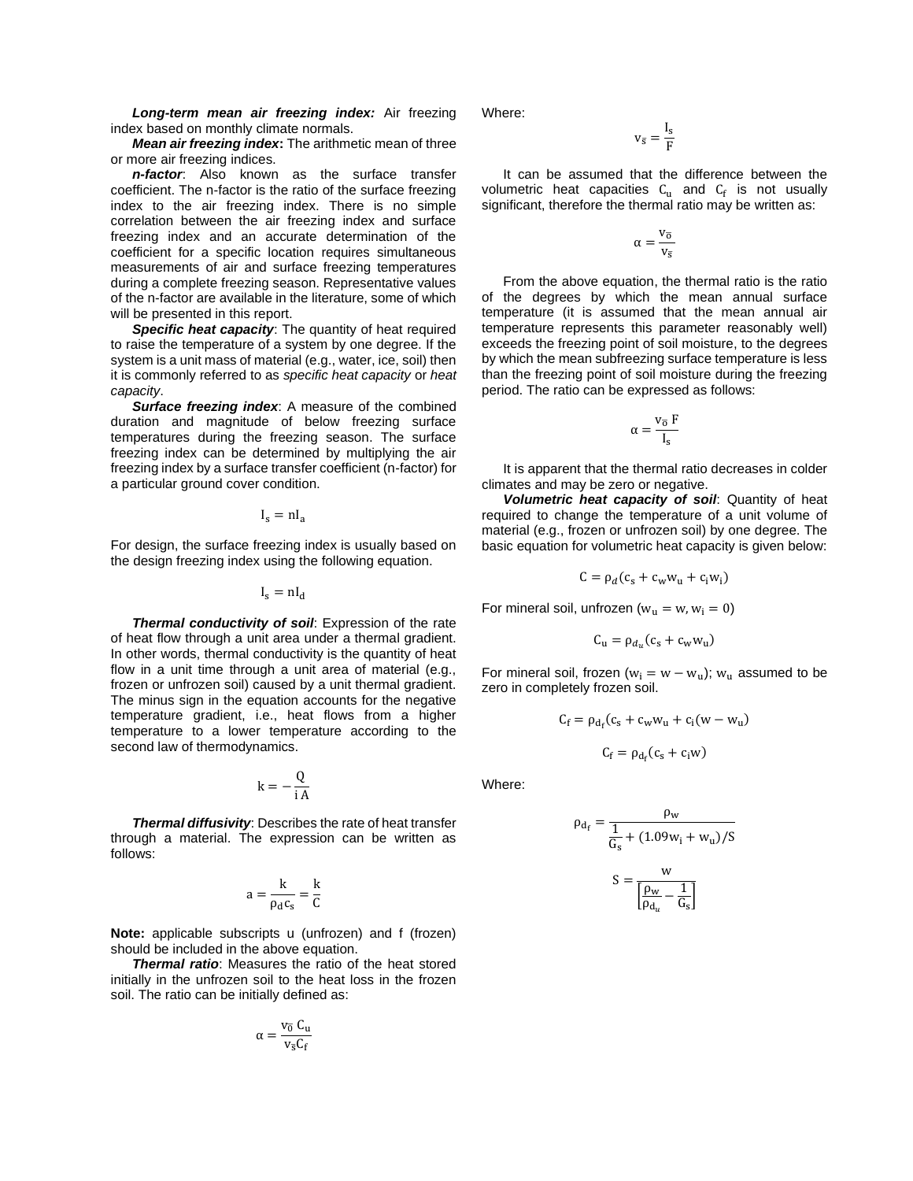***Long-term mean air freezing index:*** Air freezing index based on monthly climate normals.

***Mean air freezing index*:** The arithmetic mean of three or more air freezing indices.

***n-factor***: Also known as the surface transfer coefficient. The n-factor is the ratio of the surface freezing index to the air freezing index. There is no simple correlation between the air freezing index and surface freezing index and an accurate determination of the coefficient for a specific location requires simultaneous measurements of air and surface freezing temperatures during a complete freezing season. Representative values of the n-factor are available in the literature, some of which will be presented in this report.

***Specific heat capacity***: The quantity of heat required to raise the temperature of a system by one degree. If the system is a unit mass of material (e.g., water, ice, soil) then it is commonly referred to as *specific heat capacity* or *heat capacity*.

***Surface freezing index***: A measure of the combined duration and magnitude of below freezing surface temperatures during the freezing season. The surface freezing index can be determined by multiplying the air freezing index by a surface transfer coefficient (n-factor) for a particular ground cover condition.

$$I_s = nI_a$$

For design, the surface freezing index is usually based on the design freezing index using the following equation.

$$I_s = nI_d$$

***Thermal conductivity of soil***: Expression of the rate of heat flow through a unit area under a thermal gradient. In other words, thermal conductivity is the quantity of heat flow in a unit time through a unit area of material (e.g., frozen or unfrozen soil) caused by a unit thermal gradient. The minus sign in the equation accounts for the negative temperature gradient, i.e., heat flows from a higher temperature to a lower temperature according to the second law of thermodynamics.

$$k = -\frac{Q}{i\,A}$$

***Thermal diffusivity***: Describes the rate of heat transfer through a material. The expression can be written as follows:

$$a = \frac{k}{\rho_d c_s} = \frac{k}{C}$$

**Note:** applicable subscripts u (unfrozen) and f (frozen) should be included in the above equation.

***Thermal ratio***: Measures the ratio of the heat stored initially in the unfrozen soil to the heat loss in the frozen soil. The ratio can be initially defined as:

$$\alpha = \frac{v_{\bar{o}}\, C_u}{v_{\bar{s}} C_f}$$

Where:

$$v_{\bar{s}} = \frac{I_s}{F}$$

It can be assumed that the difference between the volumetric heat capacities $C_u$ and $C_f$ is not usually significant, therefore the thermal ratio may be written as:

$$\alpha = \frac{v_{\bar{o}}}{v_{\bar{s}}}$$

From the above equation, the thermal ratio is the ratio of the degrees by which the mean annual surface temperature (it is assumed that the mean annual air temperature represents this parameter reasonably well) exceeds the freezing point of soil moisture, to the degrees by which the mean subfreezing surface temperature is less than the freezing point of soil moisture during the freezing period. The ratio can be expressed as follows:

$$\alpha = \frac{v_{\bar{o}}\, F}{I_s}$$

It is apparent that the thermal ratio decreases in colder climates and may be zero or negative.

***Volumetric heat capacity of soil***: Quantity of heat required to change the temperature of a unit volume of material (e.g., frozen or unfrozen soil) by one degree. The basic equation for volumetric heat capacity is given below:

$$C = \rho_d(c_s + c_w w_u + c_i w_i)$$

For mineral soil, unfrozen ($w_u = w, w_i = 0$)

$$C_u = \rho_{d_u}(c_s + c_w w_u)$$

For mineral soil, frozen ($w_i = w - w_u$); $w_u$ assumed to be zero in completely frozen soil.

$$C_f = \rho_{d_f}(c_s + c_w w_u + c_i(w - w_u)$$

$$C_f = \rho_{d_f}(c_s + c_i w)$$

Where:

$$\rho_{d_f} = \frac{\rho_w}{\frac{1}{G_s} + (1.09w_i + w_u)/S}$$

$$S = \frac{w}{\left[\frac{\rho_w}{\rho_{d_u}} - \frac{1}{G_s}\right]}$$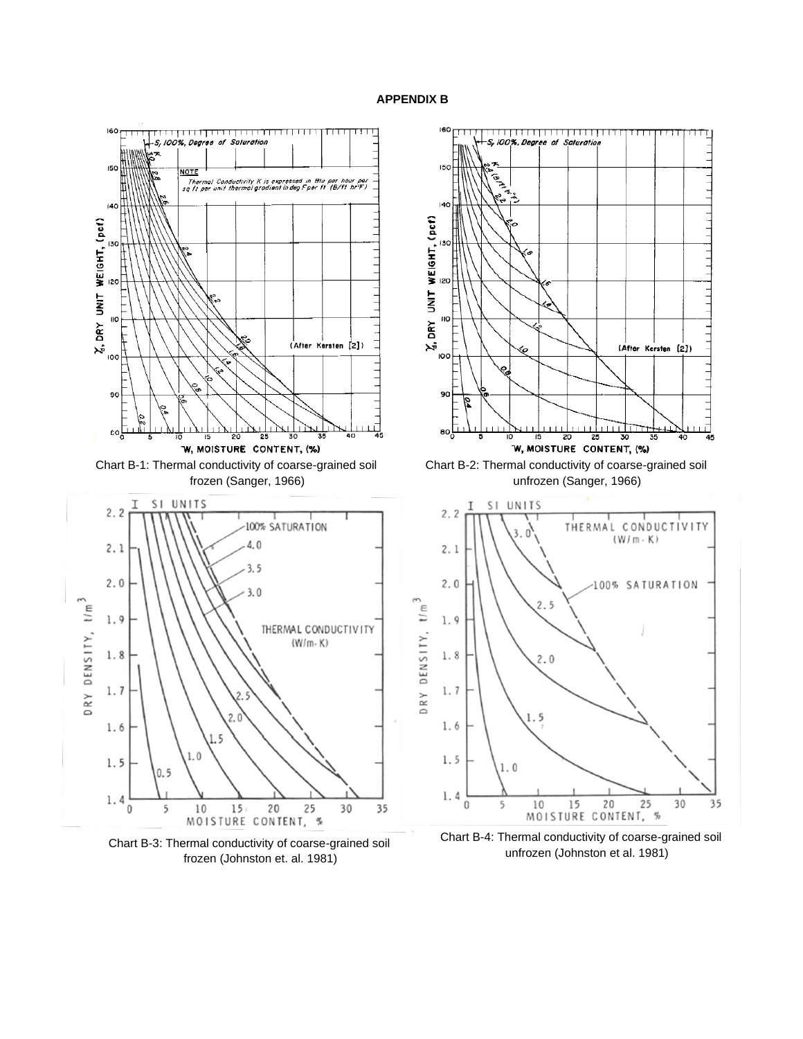**APPENDIX B**

Chart B-1: Thermal conductivity of coarse-grained soil frozen (Sanger, 1966)

Chart B-2: Thermal conductivity of coarse-grained soil unfrozen (Sanger, 1966)

Chart B-3: Thermal conductivity of coarse-grained soil frozen (Johnston et. al. 1981)

Chart B-4: Thermal conductivity of coarse-grained soil unfrozen (Johnston et al. 1981)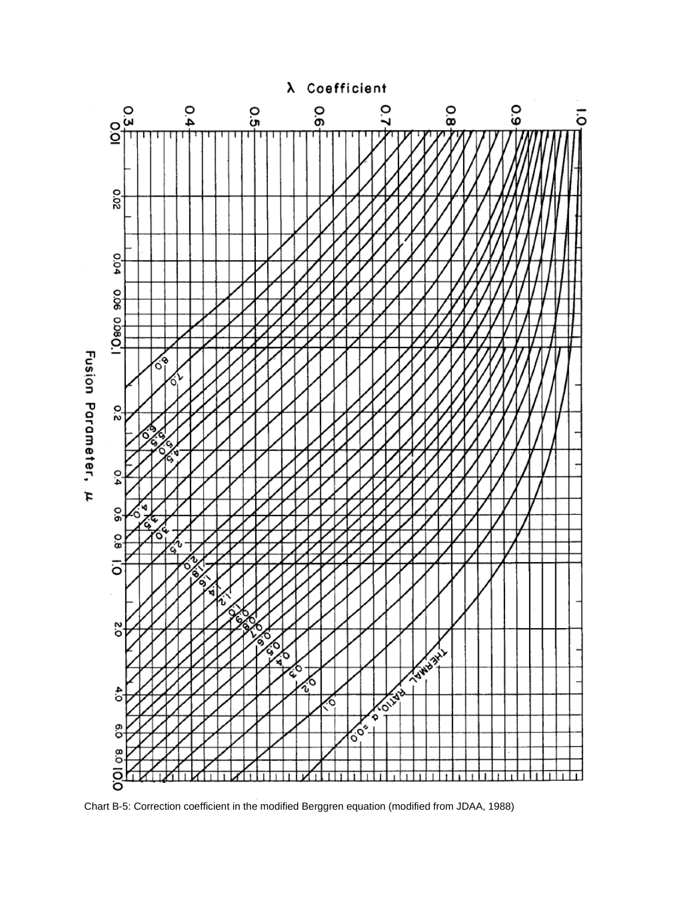λ Coefficient

0.3
0.4
0.5
0.6
0.7
0.8
0.9
1.0

Fusion Parameter, μ

0.01
0.02
0.04
0.06
0.08
0.1
0.2
0.4
0.6
0.8
1.0
2.0
4.0
6.0
8.0
10.0

8.0
7.0
6.0
5.5
5.0
4.5
4.0
3.5
3.0
2.5
2.0
1.8
1.6
1.4
1.2
1.0
0.9
0.8
0.7
0.6
0.5
0.4
0.3
0.2
0.1
THERMAL RATIO, α = 0.0

Chart B-5: Correction coefficient in the modified Berggren equation (modified from JDAA, 1988)